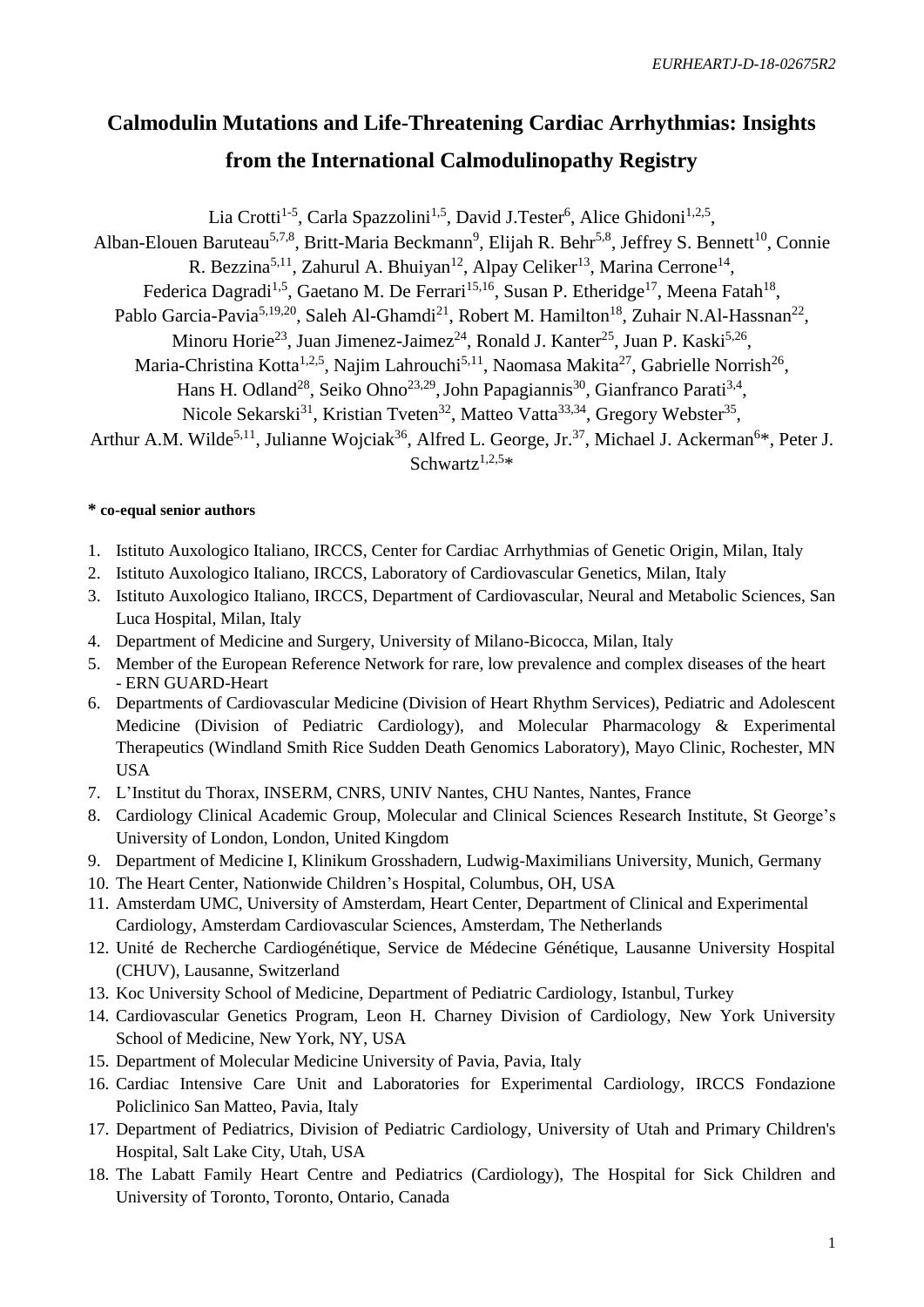# Calmodulin Mutations and Life-Threatening Cardiac Arrhythmias: Insights from the International Calmodulinopathy Registry

Lia Crotti[1-5], Carla Spazzolini[1,5], David J.Tester[6], Alice Ghidoni[1,2,5], Alban-Elouen Baruteau[5,7,8], Britt-Maria Beckmann[9], Elijah R. Behr[5,8], Jeffrey S. Bennett[10], Connie R. Bezzina[5,11], Zahurul A. Bhuiyan[12], Alpay Celiker[13], Marina Cerrone[14], Federica Dagradi[1,5], Gaetano M. De Ferrari[15,16], Susan P. Etheridge[17], Meena Fatah[18], Pablo Garcia-Pavia[5,19,20], Saleh Al-Ghamdi[21], Robert M. Hamilton[18], Zuhair N.Al-Hassnan[22], Minoru Horie[23], Juan Jimenez-Jaimez[24], Ronald J. Kanter[25], Juan P. Kaski[5,26], Maria-Christina Kotta[1,2,5], Najim Lahrouchi[5,11], Naomasa Makita[27], Gabrielle Norrish[26], Hans H. Odland[28], Seiko Ohno[23,29], John Papagiannis[30], Gianfranco Parati[3,4], Nicole Sekarski[31], Kristian Tveten[32], Matteo Vatta[33,34], Gregory Webster[35], Arthur A.M. Wilde[5,11], Julianne Wojciak[36], Alfred L. George, Jr.[37], Michael J. Ackerman[6]*, Peter J. Schwartz[1,2,5]*

**\* co-equal senior authors**

1. Istituto Auxologico Italiano, IRCCS, Center for Cardiac Arrhythmias of Genetic Origin, Milan, Italy
2. Istituto Auxologico Italiano, IRCCS, Laboratory of Cardiovascular Genetics, Milan, Italy
3. Istituto Auxologico Italiano, IRCCS, Department of Cardiovascular, Neural and Metabolic Sciences, San Luca Hospital, Milan, Italy
4. Department of Medicine and Surgery, University of Milano-Bicocca, Milan, Italy
5. Member of the European Reference Network for rare, low prevalence and complex diseases of the heart - ERN GUARD-Heart
6. Departments of Cardiovascular Medicine (Division of Heart Rhythm Services), Pediatric and Adolescent Medicine (Division of Pediatric Cardiology), and Molecular Pharmacology & Experimental Therapeutics (Windland Smith Rice Sudden Death Genomics Laboratory), Mayo Clinic, Rochester, MN USA
7. L'Institut du Thorax, INSERM, CNRS, UNIV Nantes, CHU Nantes, Nantes, France
8. Cardiology Clinical Academic Group, Molecular and Clinical Sciences Research Institute, St George's University of London, London, United Kingdom
9. Department of Medicine I, Klinikum Grosshadern, Ludwig-Maximilians University, Munich, Germany
10. The Heart Center, Nationwide Children's Hospital, Columbus, OH, USA
11. Amsterdam UMC, University of Amsterdam, Heart Center, Department of Clinical and Experimental Cardiology, Amsterdam Cardiovascular Sciences, Amsterdam, The Netherlands
12. Unité de Recherche Cardiogénétique, Service de Médecine Génétique, Lausanne University Hospital (CHUV), Lausanne, Switzerland
13. Koc University School of Medicine, Department of Pediatric Cardiology, Istanbul, Turkey
14. Cardiovascular Genetics Program, Leon H. Charney Division of Cardiology, New York University School of Medicine, New York, NY, USA
15. Department of Molecular Medicine University of Pavia, Pavia, Italy
16. Cardiac Intensive Care Unit and Laboratories for Experimental Cardiology, IRCCS Fondazione Policlinico San Matteo, Pavia, Italy
17. Department of Pediatrics, Division of Pediatric Cardiology, University of Utah and Primary Children's Hospital, Salt Lake City, Utah, USA
18. The Labatt Family Heart Centre and Pediatrics (Cardiology), The Hospital for Sick Children and University of Toronto, Toronto, Ontario, Canada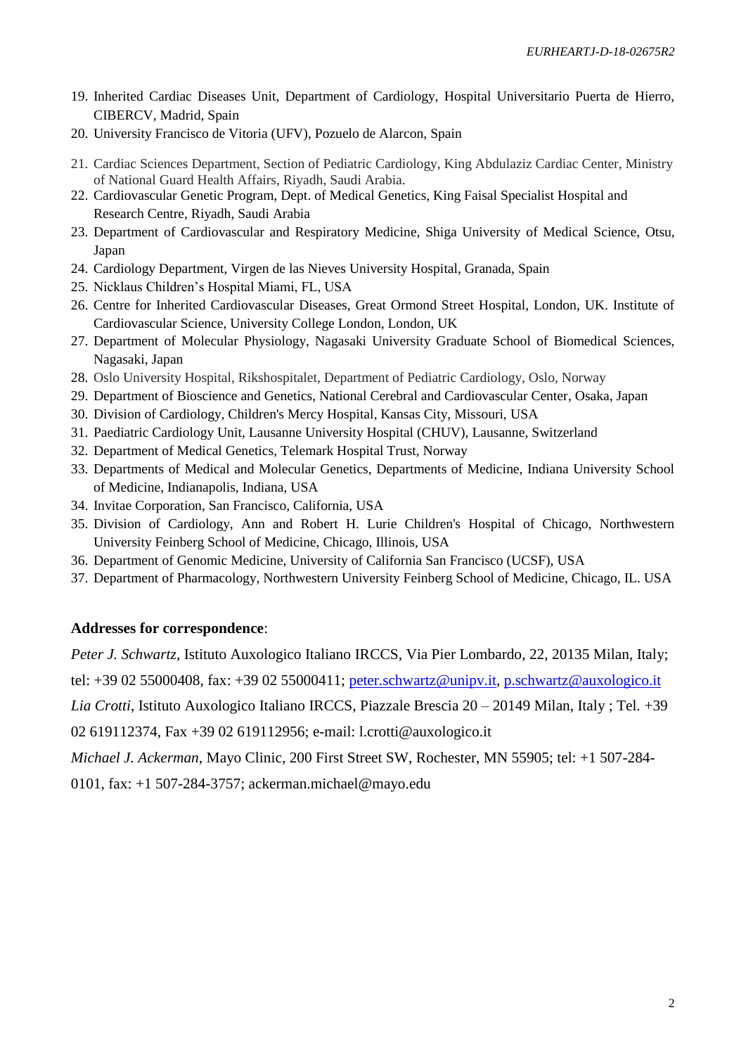19. Inherited Cardiac Diseases Unit, Department of Cardiology, Hospital Universitario Puerta de Hierro, CIBERCV, Madrid, Spain
20. University Francisco de Vitoria (UFV), Pozuelo de Alarcon, Spain
21. Cardiac Sciences Department, Section of Pediatric Cardiology, King Abdulaziz Cardiac Center, Ministry of National Guard Health Affairs, Riyadh, Saudi Arabia.
22. Cardiovascular Genetic Program, Dept. of Medical Genetics, King Faisal Specialist Hospital and Research Centre, Riyadh, Saudi Arabia
23. Department of Cardiovascular and Respiratory Medicine, Shiga University of Medical Science, Otsu, Japan
24. Cardiology Department, Virgen de las Nieves University Hospital, Granada, Spain
25. Nicklaus Children's Hospital Miami, FL, USA
26. Centre for Inherited Cardiovascular Diseases, Great Ormond Street Hospital, London, UK. Institute of Cardiovascular Science, University College London, London, UK
27. Department of Molecular Physiology, Nagasaki University Graduate School of Biomedical Sciences, Nagasaki, Japan
28. Oslo University Hospital, Rikshospitalet, Department of Pediatric Cardiology, Oslo, Norway
29. Department of Bioscience and Genetics, National Cerebral and Cardiovascular Center, Osaka, Japan
30. Division of Cardiology, Children's Mercy Hospital, Kansas City, Missouri, USA
31. Paediatric Cardiology Unit, Lausanne University Hospital (CHUV), Lausanne, Switzerland
32. Department of Medical Genetics, Telemark Hospital Trust, Norway
33. Departments of Medical and Molecular Genetics, Departments of Medicine, Indiana University School of Medicine, Indianapolis, Indiana, USA
34. Invitae Corporation, San Francisco, California, USA
35. Division of Cardiology, Ann and Robert H. Lurie Children's Hospital of Chicago, Northwestern University Feinberg School of Medicine, Chicago, Illinois, USA
36. Department of Genomic Medicine, University of California San Francisco (UCSF), USA
37. Department of Pharmacology, Northwestern University Feinberg School of Medicine, Chicago, IL. USA

**Addresses for correspondence**:

*Peter J. Schwartz*, Istituto Auxologico Italiano IRCCS, Via Pier Lombardo, 22, 20135 Milan, Italy; tel: +39 02 55000408, fax: +39 02 55000411; peter.schwartz@unipv.it, p.schwartz@auxologico.it

*Lia Crotti*, Istituto Auxologico Italiano IRCCS, Piazzale Brescia 20 – 20149 Milan, Italy ; Tel. +39 02 619112374, Fax +39 02 619112956; e-mail: l.crotti@auxologico.it

*Michael J. Ackerman*, Mayo Clinic, 200 First Street SW, Rochester, MN 55905; tel: +1 507-284-0101, fax: +1 507-284-3757; ackerman.michael@mayo.edu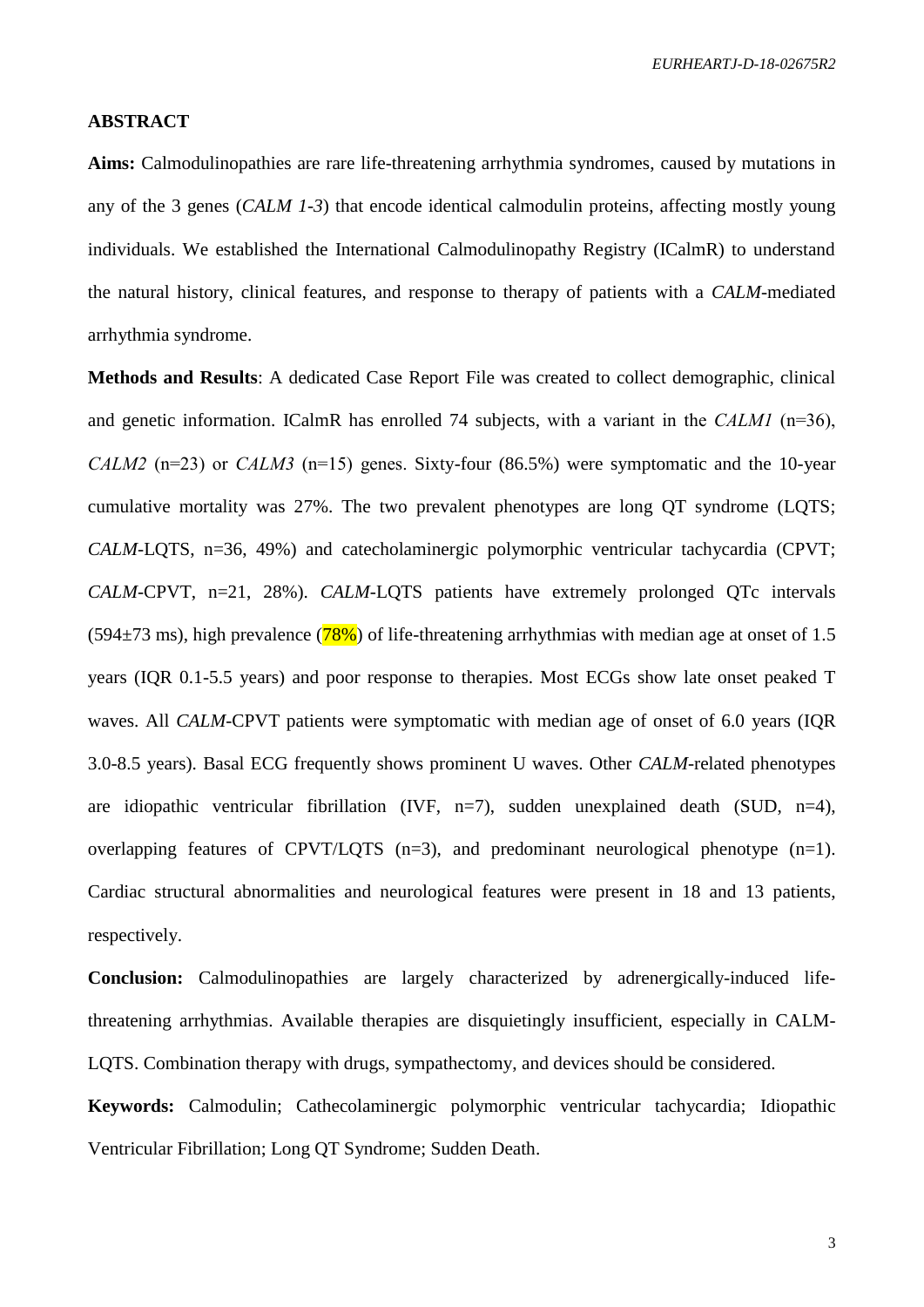## ABSTRACT

**Aims:** Calmodulinopathies are rare life-threatening arrhythmia syndromes, caused by mutations in any of the 3 genes (*CALM 1-3*) that encode identical calmodulin proteins, affecting mostly young individuals. We established the International Calmodulinopathy Registry (ICalmR) to understand the natural history, clinical features, and response to therapy of patients with a *CALM*-mediated arrhythmia syndrome.

**Methods and Results**: A dedicated Case Report File was created to collect demographic, clinical and genetic information. ICalmR has enrolled 74 subjects, with a variant in the *CALM1* (n=36), *CALM2* (n=23) or *CALM3* (n=15) genes. Sixty-four (86.5%) were symptomatic and the 10-year cumulative mortality was 27%. The two prevalent phenotypes are long QT syndrome (LQTS; *CALM*-LQTS, n=36, 49%) and catecholaminergic polymorphic ventricular tachycardia (CPVT; *CALM*-CPVT, n=21, 28%). *CALM*-LQTS patients have extremely prolonged QTc intervals (594±73 ms), high prevalence (78%) of life-threatening arrhythmias with median age at onset of 1.5 years (IQR 0.1-5.5 years) and poor response to therapies. Most ECGs show late onset peaked T waves. All *CALM*-CPVT patients were symptomatic with median age of onset of 6.0 years (IQR 3.0-8.5 years). Basal ECG frequently shows prominent U waves. Other *CALM*-related phenotypes are idiopathic ventricular fibrillation (IVF, n=7), sudden unexplained death (SUD, n=4), overlapping features of CPVT/LQTS (n=3), and predominant neurological phenotype (n=1). Cardiac structural abnormalities and neurological features were present in 18 and 13 patients, respectively.

**Conclusion:** Calmodulinopathies are largely characterized by adrenergically-induced life-threatening arrhythmias. Available therapies are disquietingly insufficient, especially in CALM-LQTS. Combination therapy with drugs, sympathectomy, and devices should be considered.

**Keywords:** Calmodulin; Cathecolaminergic polymorphic ventricular tachycardia; Idiopathic Ventricular Fibrillation; Long QT Syndrome; Sudden Death.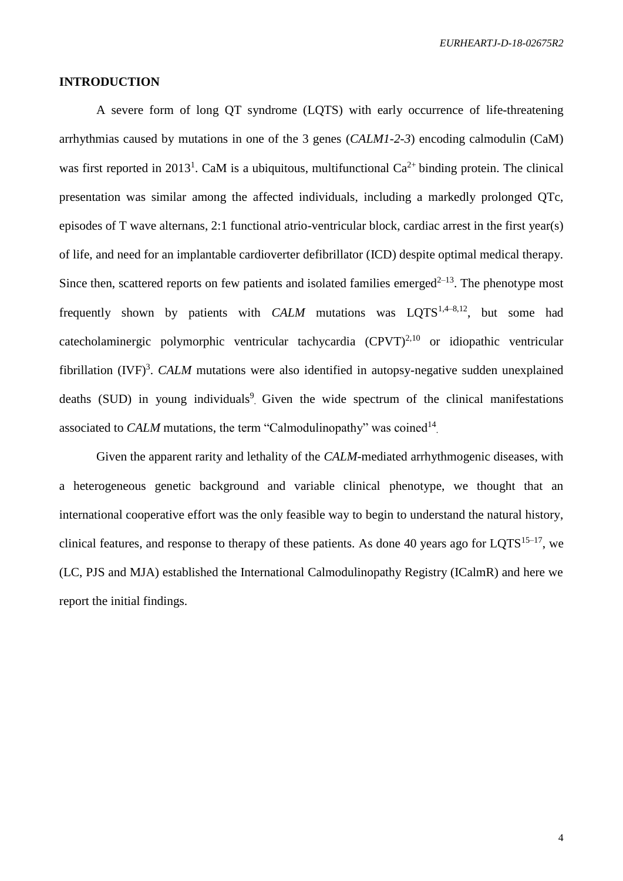## INTRODUCTION

A severe form of long QT syndrome (LQTS) with early occurrence of life-threatening arrhythmias caused by mutations in one of the 3 genes (*CALM1-2-3*) encoding calmodulin (CaM) was first reported in 2013[1]. CaM is a ubiquitous, multifunctional $Ca^{2+}$ binding protein. The clinical presentation was similar among the affected individuals, including a markedly prolonged QTc, episodes of T wave alternans, 2:1 functional atrio-ventricular block, cardiac arrest in the first year(s) of life, and need for an implantable cardioverter defibrillator (ICD) despite optimal medical therapy. Since then, scattered reports on few patients and isolated families emerged[2–13]. The phenotype most frequently shown by patients with *CALM* mutations was LQTS[1,4–8,12], but some had catecholaminergic polymorphic ventricular tachycardia (CPVT)[2,10] or idiopathic ventricular fibrillation (IVF)[3]. *CALM* mutations were also identified in autopsy-negative sudden unexplained deaths (SUD) in young individuals[9]. Given the wide spectrum of the clinical manifestations associated to *CALM* mutations, the term "Calmodulinopathy" was coined[14].

Given the apparent rarity and lethality of the *CALM*-mediated arrhythmogenic diseases, with a heterogeneous genetic background and variable clinical phenotype, we thought that an international cooperative effort was the only feasible way to begin to understand the natural history, clinical features, and response to therapy of these patients. As done 40 years ago for LQTS[15–17], we (LC, PJS and MJA) established the International Calmodulinopathy Registry (ICalmR) and here we report the initial findings.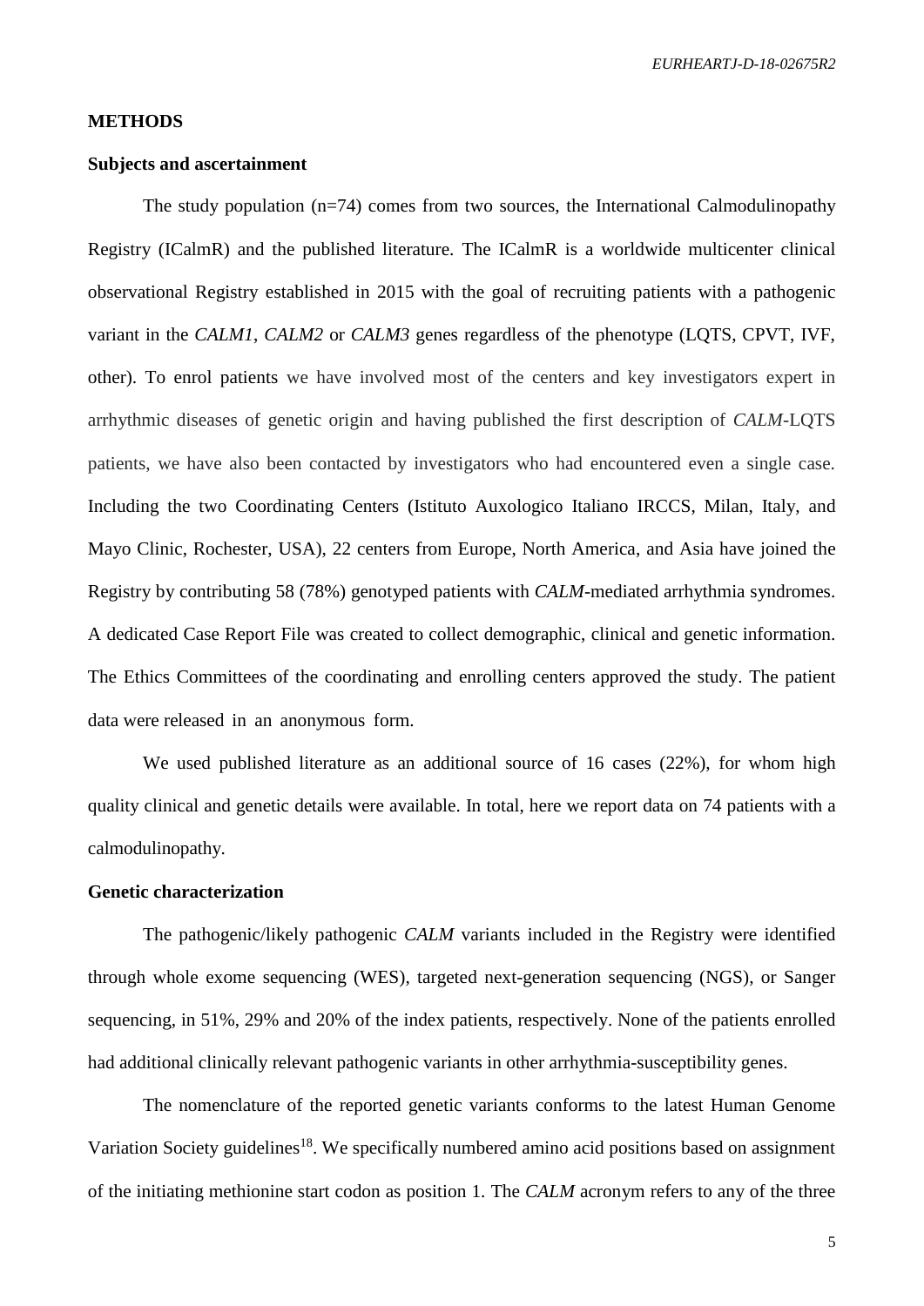## METHODS

### Subjects and ascertainment

The study population (n=74) comes from two sources, the International Calmodulinopathy Registry (ICalmR) and the published literature. The ICalmR is a worldwide multicenter clinical observational Registry established in 2015 with the goal of recruiting patients with a pathogenic variant in the *CALM1*, *CALM2* or *CALM3* genes regardless of the phenotype (LQTS, CPVT, IVF, other). To enrol patients we have involved most of the centers and key investigators expert in arrhythmic diseases of genetic origin and having published the first description of *CALM*-LQTS patients, we have also been contacted by investigators who had encountered even a single case. Including the two Coordinating Centers (Istituto Auxologico Italiano IRCCS, Milan, Italy, and Mayo Clinic, Rochester, USA), 22 centers from Europe, North America, and Asia have joined the Registry by contributing 58 (78%) genotyped patients with *CALM*-mediated arrhythmia syndromes. A dedicated Case Report File was created to collect demographic, clinical and genetic information. The Ethics Committees of the coordinating and enrolling centers approved the study. The patient data were released in an anonymous form.

We used published literature as an additional source of 16 cases (22%), for whom high quality clinical and genetic details were available. In total, here we report data on 74 patients with a calmodulinopathy.

### Genetic characterization

The pathogenic/likely pathogenic *CALM* variants included in the Registry were identified through whole exome sequencing (WES), targeted next-generation sequencing (NGS), or Sanger sequencing, in 51%, 29% and 20% of the index patients, respectively. None of the patients enrolled had additional clinically relevant pathogenic variants in other arrhythmia-susceptibility genes.

The nomenclature of the reported genetic variants conforms to the latest Human Genome Variation Society guidelines[18]. We specifically numbered amino acid positions based on assignment of the initiating methionine start codon as position 1. The *CALM* acronym refers to any of the three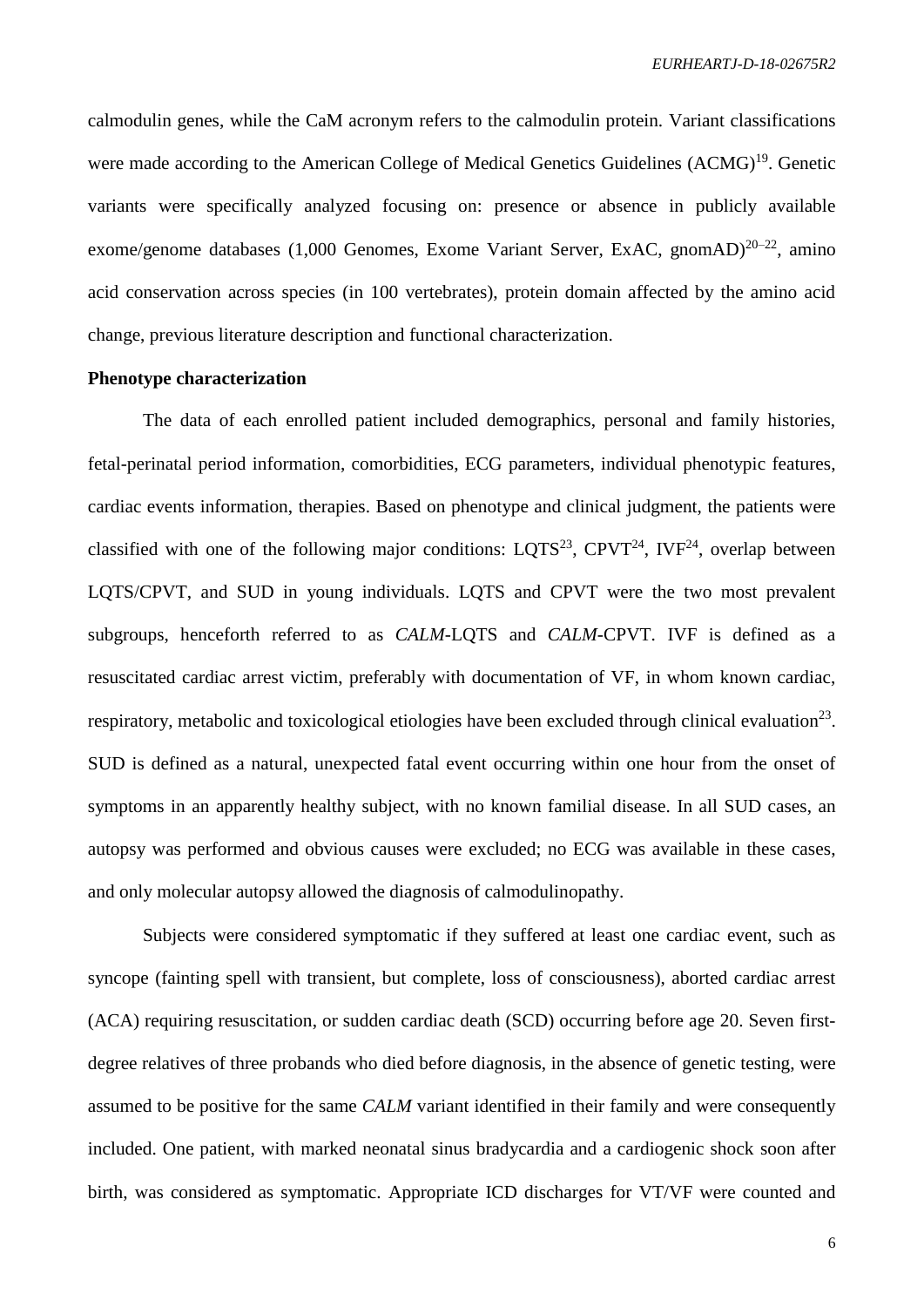calmodulin genes, while the CaM acronym refers to the calmodulin protein. Variant classifications were made according to the American College of Medical Genetics Guidelines (ACMG)[19]. Genetic variants were specifically analyzed focusing on: presence or absence in publicly available exome/genome databases (1,000 Genomes, Exome Variant Server, ExAC, gnomAD)[20–22], amino acid conservation across species (in 100 vertebrates), protein domain affected by the amino acid change, previous literature description and functional characterization.

**Phenotype characterization**

The data of each enrolled patient included demographics, personal and family histories, fetal-perinatal period information, comorbidities, ECG parameters, individual phenotypic features, cardiac events information, therapies. Based on phenotype and clinical judgment, the patients were classified with one of the following major conditions: LQTS[23], CPVT[24], IVF[24], overlap between LQTS/CPVT, and SUD in young individuals. LQTS and CPVT were the two most prevalent subgroups, henceforth referred to as *CALM*-LQTS and *CALM*-CPVT. IVF is defined as a resuscitated cardiac arrest victim, preferably with documentation of VF, in whom known cardiac, respiratory, metabolic and toxicological etiologies have been excluded through clinical evaluation[23]. SUD is defined as a natural, unexpected fatal event occurring within one hour from the onset of symptoms in an apparently healthy subject, with no known familial disease. In all SUD cases, an autopsy was performed and obvious causes were excluded; no ECG was available in these cases, and only molecular autopsy allowed the diagnosis of calmodulinopathy.

Subjects were considered symptomatic if they suffered at least one cardiac event, such as syncope (fainting spell with transient, but complete, loss of consciousness), aborted cardiac arrest (ACA) requiring resuscitation, or sudden cardiac death (SCD) occurring before age 20. Seven first-degree relatives of three probands who died before diagnosis, in the absence of genetic testing, were assumed to be positive for the same *CALM* variant identified in their family and were consequently included. One patient, with marked neonatal sinus bradycardia and a cardiogenic shock soon after birth, was considered as symptomatic. Appropriate ICD discharges for VT/VF were counted and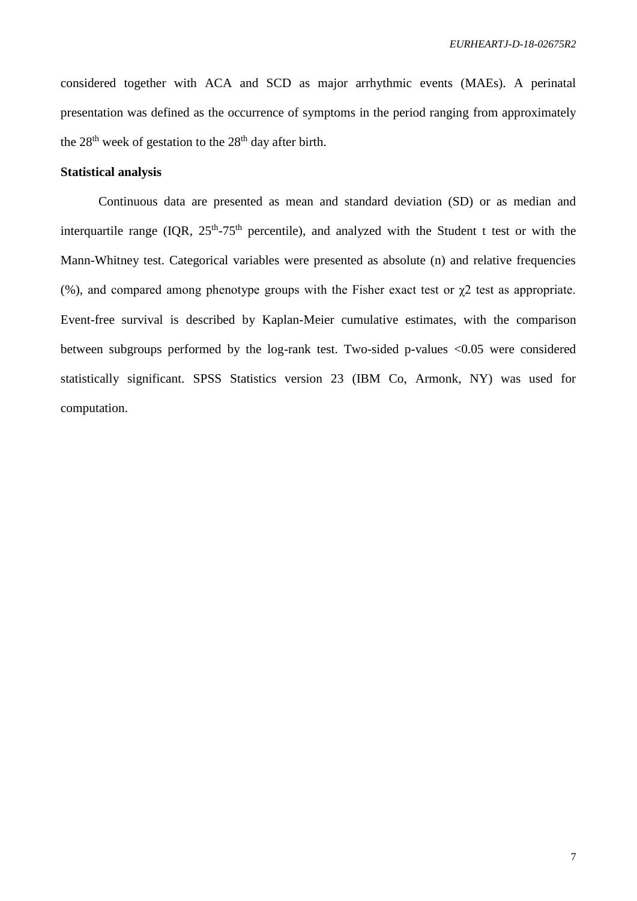considered together with ACA and SCD as major arrhythmic events (MAEs). A perinatal presentation was defined as the occurrence of symptoms in the period ranging from approximately the $28^{th}$ week of gestation to the $28^{th}$ day after birth.

**Statistical analysis**

Continuous data are presented as mean and standard deviation (SD) or as median and interquartile range (IQR, $25^{th}$-$75^{th}$ percentile), and analyzed with the Student t test or with the Mann-Whitney test. Categorical variables were presented as absolute (n) and relative frequencies (%), and compared among phenotype groups with the Fisher exact test or $\chi 2$ test as appropriate. Event-free survival is described by Kaplan-Meier cumulative estimates, with the comparison between subgroups performed by the log-rank test. Two-sided p-values <0.05 were considered statistically significant. SPSS Statistics version 23 (IBM Co, Armonk, NY) was used for computation.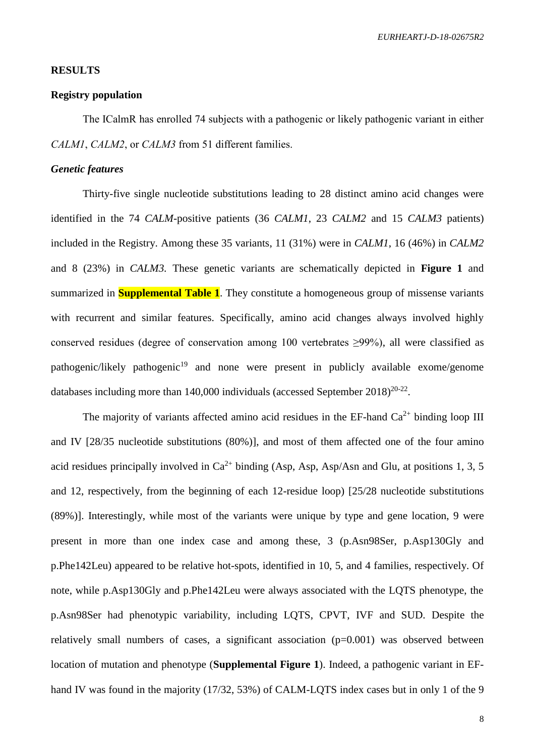## RESULTS

### Registry population

The ICalmR has enrolled 74 subjects with a pathogenic or likely pathogenic variant in either *CALM1*, *CALM2*, or *CALM3* from 51 different families.

### *Genetic features*

Thirty-five single nucleotide substitutions leading to 28 distinct amino acid changes were identified in the 74 *CALM*-positive patients (36 *CALM1*, 23 *CALM2* and 15 *CALM3* patients) included in the Registry. Among these 35 variants, 11 (31%) were in *CALM1*, 16 (46%) in *CALM2* and 8 (23%) in *CALM3*. These genetic variants are schematically depicted in **Figure 1** and summarized in **Supplemental Table 1**. They constitute a homogeneous group of missense variants with recurrent and similar features. Specifically, amino acid changes always involved highly conserved residues (degree of conservation among 100 vertebrates ≥99%), all were classified as pathogenic/likely pathogenic[19] and none were present in publicly available exome/genome databases including more than 140,000 individuals (accessed September 2018)[20-22].

The majority of variants affected amino acid residues in the EF-hand $Ca^{2+}$ binding loop III and IV [28/35 nucleotide substitutions (80%)], and most of them affected one of the four amino acid residues principally involved in $Ca^{2+}$ binding (Asp, Asp, Asp/Asn and Glu, at positions 1, 3, 5 and 12, respectively, from the beginning of each 12-residue loop) [25/28 nucleotide substitutions (89%)]. Interestingly, while most of the variants were unique by type and gene location, 9 were present in more than one index case and among these, 3 (p.Asn98Ser, p.Asp130Gly and p.Phe142Leu) appeared to be relative hot-spots, identified in 10, 5, and 4 families, respectively. Of note, while p.Asp130Gly and p.Phe142Leu were always associated with the LQTS phenotype, the p.Asn98Ser had phenotypic variability, including LQTS, CPVT, IVF and SUD. Despite the relatively small numbers of cases, a significant association ($p=0.001$) was observed between location of mutation and phenotype (**Supplemental Figure 1**). Indeed, a pathogenic variant in EF-hand IV was found in the majority (17/32, 53%) of CALM-LQTS index cases but in only 1 of the 9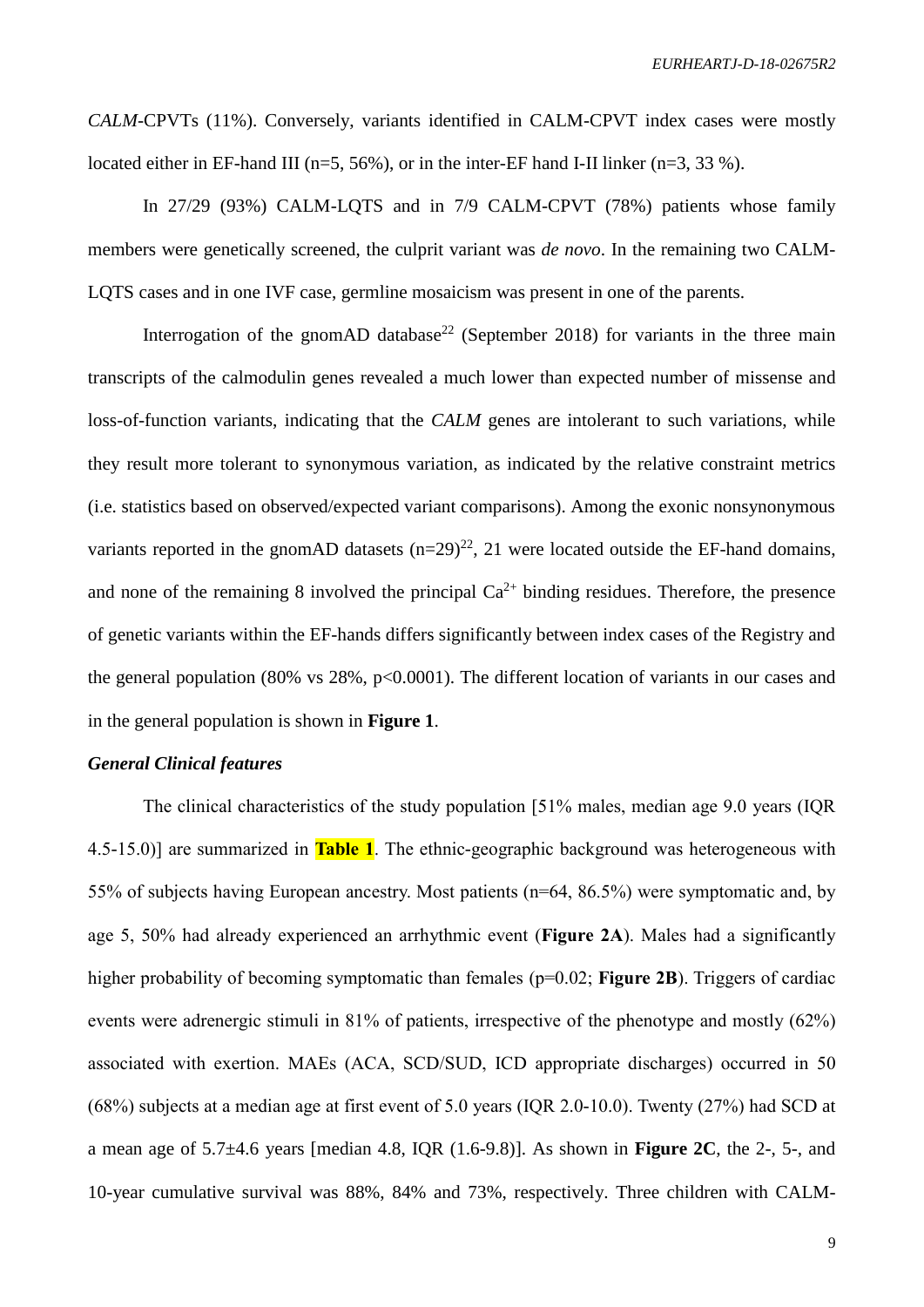*CALM*-CPVTs (11%). Conversely, variants identified in CALM-CPVT index cases were mostly located either in EF-hand III (n=5, 56%), or in the inter-EF hand I-II linker (n=3, 33 %).

In 27/29 (93%) CALM-LQTS and in 7/9 CALM-CPVT (78%) patients whose family members were genetically screened, the culprit variant was *de novo*. In the remaining two CALM-LQTS cases and in one IVF case, germline mosaicism was present in one of the parents.

Interrogation of the gnomAD database[22] (September 2018) for variants in the three main transcripts of the calmodulin genes revealed a much lower than expected number of missense and loss-of-function variants, indicating that the *CALM* genes are intolerant to such variations, while they result more tolerant to synonymous variation, as indicated by the relative constraint metrics (i.e. statistics based on observed/expected variant comparisons). Among the exonic nonsynonymous variants reported in the gnomAD datasets (n=29)[22], 21 were located outside the EF-hand domains, and none of the remaining 8 involved the principal $Ca^{2+}$ binding residues. Therefore, the presence of genetic variants within the EF-hands differs significantly between index cases of the Registry and the general population (80% vs 28%, $p<0.0001$). The different location of variants in our cases and in the general population is shown in **Figure 1**.

***General Clinical features***

The clinical characteristics of the study population [51% males, median age 9.0 years (IQR 4.5-15.0)] are summarized in **Table 1**. The ethnic-geographic background was heterogeneous with 55% of subjects having European ancestry. Most patients (n=64, 86.5%) were symptomatic and, by age 5, 50% had already experienced an arrhythmic event (**Figure 2A**). Males had a significantly higher probability of becoming symptomatic than females ($p=0.02$; **Figure 2B**). Triggers of cardiac events were adrenergic stimuli in 81% of patients, irrespective of the phenotype and mostly (62%) associated with exertion. MAEs (ACA, SCD/SUD, ICD appropriate discharges) occurred in 50 (68%) subjects at a median age at first event of 5.0 years (IQR 2.0-10.0). Twenty (27%) had SCD at a mean age of 5.7±4.6 years [median 4.8, IQR (1.6-9.8)]. As shown in **Figure 2C**, the 2-, 5-, and 10-year cumulative survival was 88%, 84% and 73%, respectively. Three children with CALM-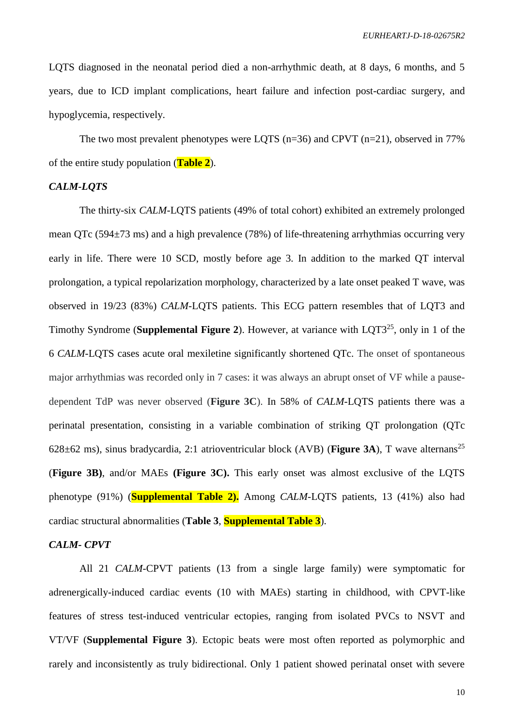LQTS diagnosed in the neonatal period died a non-arrhythmic death, at 8 days, 6 months, and 5 years, due to ICD implant complications, heart failure and infection post-cardiac surgery, and hypoglycemia, respectively.

The two most prevalent phenotypes were LQTS (n=36) and CPVT (n=21), observed in 77% of the entire study population (**Table 2**).

### *CALM-LQTS*

The thirty-six *CALM*-LQTS patients (49% of total cohort) exhibited an extremely prolonged mean QTc (594±73 ms) and a high prevalence (78%) of life-threatening arrhythmias occurring very early in life. There were 10 SCD, mostly before age 3. In addition to the marked QT interval prolongation, a typical repolarization morphology, characterized by a late onset peaked T wave, was observed in 19/23 (83%) *CALM*-LQTS patients. This ECG pattern resembles that of LQT3 and Timothy Syndrome (**Supplemental Figure 2**). However, at variance with LQT3[25], only in 1 of the 6 *CALM*-LQTS cases acute oral mexiletine significantly shortened QTc. The onset of spontaneous major arrhythmias was recorded only in 7 cases: it was always an abrupt onset of VF while a pause-dependent TdP was never observed (**Figure 3C**). In 58% of *CALM*-LQTS patients there was a perinatal presentation, consisting in a variable combination of striking QT prolongation (QTc 628±62 ms), sinus bradycardia, 2:1 atrioventricular block (AVB) (**Figure 3A**), T wave alternans[25] (**Figure 3B)**, and/or MAEs **(Figure 3C).** This early onset was almost exclusive of the LQTS phenotype (91%) (**Supplemental Table 2).** Among *CALM*-LQTS patients, 13 (41%) also had cardiac structural abnormalities (**Table 3**, **Supplemental Table 3**).

### *CALM- CPVT*

All 21 *CALM*-CPVT patients (13 from a single large family) were symptomatic for adrenergically-induced cardiac events (10 with MAEs) starting in childhood, with CPVT-like features of stress test-induced ventricular ectopies, ranging from isolated PVCs to NSVT and VT/VF (**Supplemental Figure 3**). Ectopic beats were most often reported as polymorphic and rarely and inconsistently as truly bidirectional. Only 1 patient showed perinatal onset with severe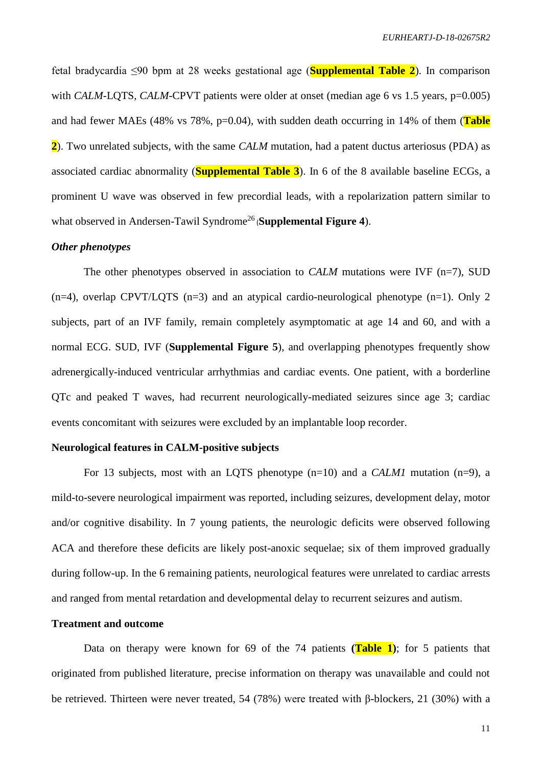fetal bradycardia ≤90 bpm at 28 weeks gestational age (**Supplemental Table 2**). In comparison with *CALM*-LQTS, *CALM*-CPVT patients were older at onset (median age 6 vs 1.5 years, p=0.005) and had fewer MAEs (48% vs 78%, p=0.04), with sudden death occurring in 14% of them (**Table 2**). Two unrelated subjects, with the same *CALM* mutation, had a patent ductus arteriosus (PDA) as associated cardiac abnormality (**Supplemental Table 3**). In 6 of the 8 available baseline ECGs, a prominent U wave was observed in few precordial leads, with a repolarization pattern similar to what observed in Andersen-Tawil Syndrome[26] (**Supplemental Figure 4**).

### *Other phenotypes*

The other phenotypes observed in association to *CALM* mutations were IVF (n=7), SUD (n=4), overlap CPVT/LQTS (n=3) and an atypical cardio-neurological phenotype (n=1). Only 2 subjects, part of an IVF family, remain completely asymptomatic at age 14 and 60, and with a normal ECG. SUD, IVF (**Supplemental Figure 5**), and overlapping phenotypes frequently show adrenergically-induced ventricular arrhythmias and cardiac events. One patient, with a borderline QTc and peaked T waves, had recurrent neurologically-mediated seizures since age 3; cardiac events concomitant with seizures were excluded by an implantable loop recorder.

## Neurological features in CALM-positive subjects

For 13 subjects, most with an LQTS phenotype (n=10) and a *CALM1* mutation (n=9), a mild-to-severe neurological impairment was reported, including seizures, development delay, motor and/or cognitive disability. In 7 young patients, the neurologic deficits were observed following ACA and therefore these deficits are likely post-anoxic sequelae; six of them improved gradually during follow-up. In the 6 remaining patients, neurological features were unrelated to cardiac arrests and ranged from mental retardation and developmental delay to recurrent seizures and autism.

## Treatment and outcome

Data on therapy were known for 69 of the 74 patients (**Table 1**); for 5 patients that originated from published literature, precise information on therapy was unavailable and could not be retrieved. Thirteen were never treated, 54 (78%) were treated with β-blockers, 21 (30%) with a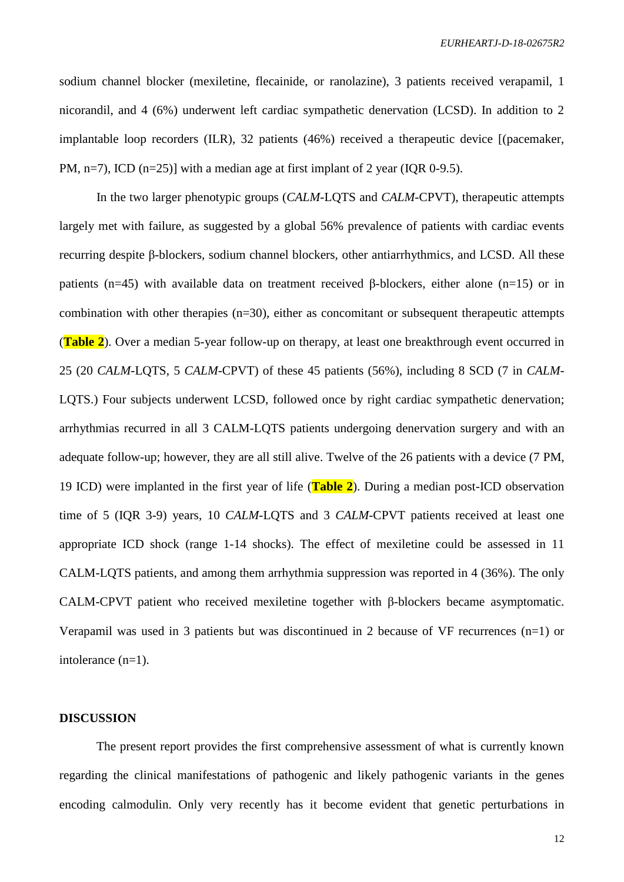sodium channel blocker (mexiletine, flecainide, or ranolazine), 3 patients received verapamil, 1 nicorandil, and 4 (6%) underwent left cardiac sympathetic denervation (LCSD). In addition to 2 implantable loop recorders (ILR), 32 patients (46%) received a therapeutic device [(pacemaker, PM, n=7), ICD (n=25)] with a median age at first implant of 2 year (IQR 0-9.5).

In the two larger phenotypic groups (*CALM*-LQTS and *CALM*-CPVT), therapeutic attempts largely met with failure, as suggested by a global 56% prevalence of patients with cardiac events recurring despite β-blockers, sodium channel blockers, other antiarrhythmics, and LCSD. All these patients (n=45) with available data on treatment received β-blockers, either alone (n=15) or in combination with other therapies (n=30), either as concomitant or subsequent therapeutic attempts (**Table 2**). Over a median 5-year follow-up on therapy, at least one breakthrough event occurred in 25 (20 *CALM*-LQTS, 5 *CALM*-CPVT) of these 45 patients (56%), including 8 SCD (7 in *CALM*-LQTS.) Four subjects underwent LCSD, followed once by right cardiac sympathetic denervation; arrhythmias recurred in all 3 CALM-LQTS patients undergoing denervation surgery and with an adequate follow-up; however, they are all still alive. Twelve of the 26 patients with a device (7 PM, 19 ICD) were implanted in the first year of life (**Table 2**). During a median post-ICD observation time of 5 (IQR 3-9) years, 10 *CALM*-LQTS and 3 *CALM*-CPVT patients received at least one appropriate ICD shock (range 1-14 shocks). The effect of mexiletine could be assessed in 11 CALM-LQTS patients, and among them arrhythmia suppression was reported in 4 (36%). The only CALM-CPVT patient who received mexiletine together with β-blockers became asymptomatic. Verapamil was used in 3 patients but was discontinued in 2 because of VF recurrences (n=1) or intolerance (n=1).

## DISCUSSION

The present report provides the first comprehensive assessment of what is currently known regarding the clinical manifestations of pathogenic and likely pathogenic variants in the genes encoding calmodulin. Only very recently has it become evident that genetic perturbations in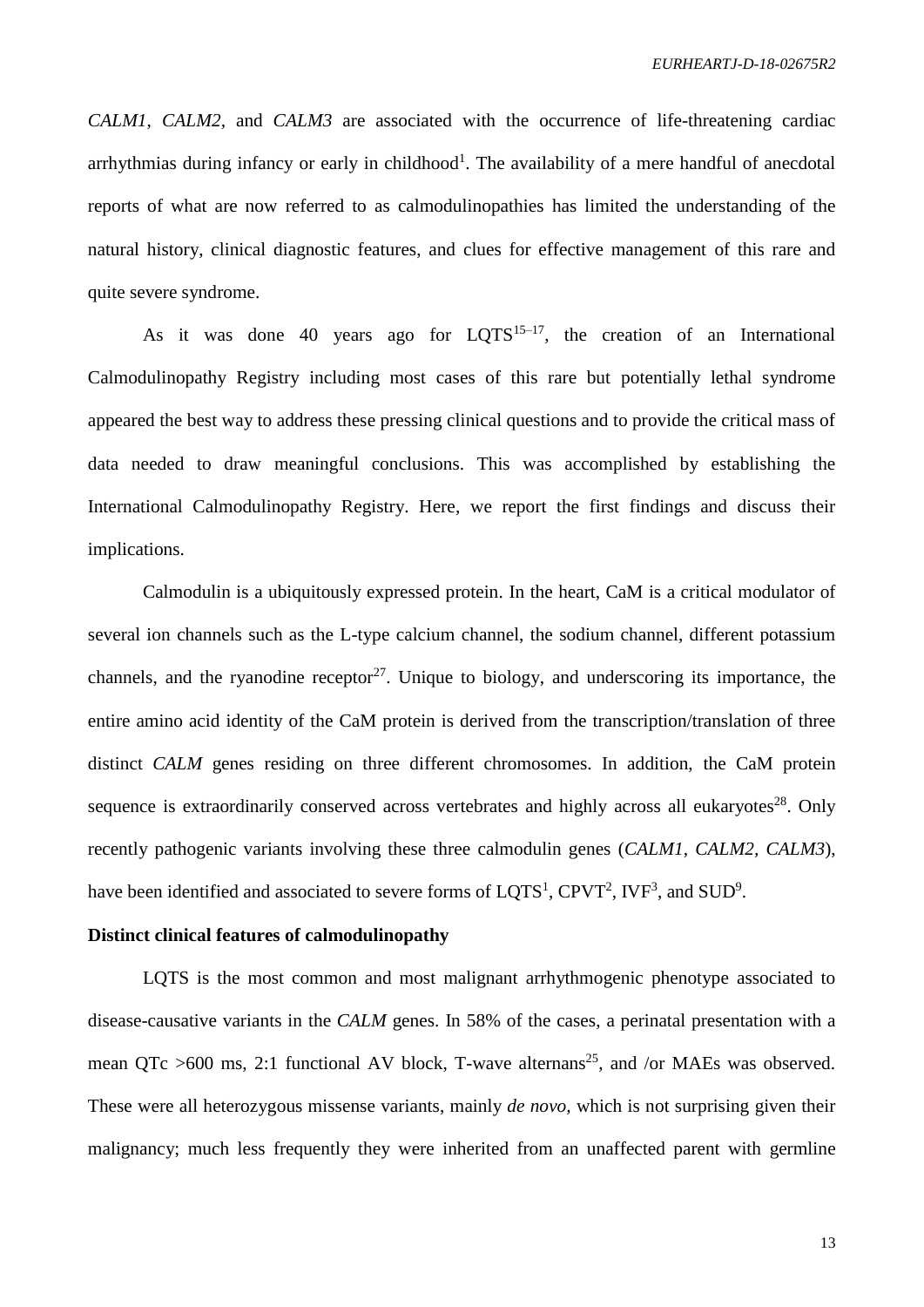*CALM1*, *CALM2*, and *CALM3* are associated with the occurrence of life-threatening cardiac arrhythmias during infancy or early in childhood[1]. The availability of a mere handful of anecdotal reports of what are now referred to as calmodulinopathies has limited the understanding of the natural history, clinical diagnostic features, and clues for effective management of this rare and quite severe syndrome.

As it was done 40 years ago for LQTS[15–17], the creation of an International Calmodulinopathy Registry including most cases of this rare but potentially lethal syndrome appeared the best way to address these pressing clinical questions and to provide the critical mass of data needed to draw meaningful conclusions. This was accomplished by establishing the International Calmodulinopathy Registry. Here, we report the first findings and discuss their implications.

Calmodulin is a ubiquitously expressed protein. In the heart, CaM is a critical modulator of several ion channels such as the L-type calcium channel, the sodium channel, different potassium channels, and the ryanodine receptor[27]. Unique to biology, and underscoring its importance, the entire amino acid identity of the CaM protein is derived from the transcription/translation of three distinct *CALM* genes residing on three different chromosomes. In addition, the CaM protein sequence is extraordinarily conserved across vertebrates and highly across all eukaryotes[28]. Only recently pathogenic variants involving these three calmodulin genes (*CALM1*, *CALM2*, *CALM3*), have been identified and associated to severe forms of LQTS[1], CPVT[2], IVF[3], and SUD[9].

**Distinct clinical features of calmodulinopathy**

LQTS is the most common and most malignant arrhythmogenic phenotype associated to disease-causative variants in the *CALM* genes. In 58% of the cases, a perinatal presentation with a mean QTc >600 ms, 2:1 functional AV block, T-wave alternans[25], and /or MAEs was observed. These were all heterozygous missense variants, mainly *de novo*, which is not surprising given their malignancy; much less frequently they were inherited from an unaffected parent with germline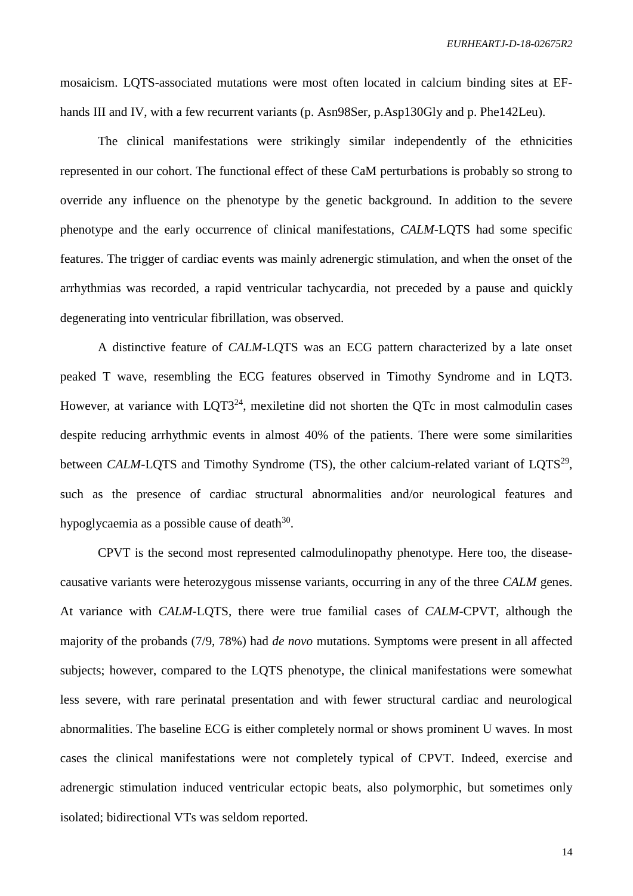mosaicism. LQTS-associated mutations were most often located in calcium binding sites at EF-hands III and IV, with a few recurrent variants (p. Asn98Ser, p.Asp130Gly and p. Phe142Leu).

The clinical manifestations were strikingly similar independently of the ethnicities represented in our cohort. The functional effect of these CaM perturbations is probably so strong to override any influence on the phenotype by the genetic background. In addition to the severe phenotype and the early occurrence of clinical manifestations, *CALM*-LQTS had some specific features. The trigger of cardiac events was mainly adrenergic stimulation, and when the onset of the arrhythmias was recorded, a rapid ventricular tachycardia, not preceded by a pause and quickly degenerating into ventricular fibrillation, was observed.

A distinctive feature of *CALM*-LQTS was an ECG pattern characterized by a late onset peaked T wave, resembling the ECG features observed in Timothy Syndrome and in LQT3. However, at variance with LQT3[24], mexiletine did not shorten the QTc in most calmodulin cases despite reducing arrhythmic events in almost 40% of the patients. There were some similarities between *CALM*-LQTS and Timothy Syndrome (TS), the other calcium-related variant of LQTS[29], such as the presence of cardiac structural abnormalities and/or neurological features and hypoglycaemia as a possible cause of death[30].

CPVT is the second most represented calmodulinopathy phenotype. Here too, the disease-causative variants were heterozygous missense variants, occurring in any of the three *CALM* genes. At variance with *CALM*-LQTS, there were true familial cases of *CALM*-CPVT, although the majority of the probands (7/9, 78%) had *de novo* mutations. Symptoms were present in all affected subjects; however, compared to the LQTS phenotype, the clinical manifestations were somewhat less severe, with rare perinatal presentation and with fewer structural cardiac and neurological abnormalities. The baseline ECG is either completely normal or shows prominent U waves. In most cases the clinical manifestations were not completely typical of CPVT. Indeed, exercise and adrenergic stimulation induced ventricular ectopic beats, also polymorphic, but sometimes only isolated; bidirectional VTs was seldom reported.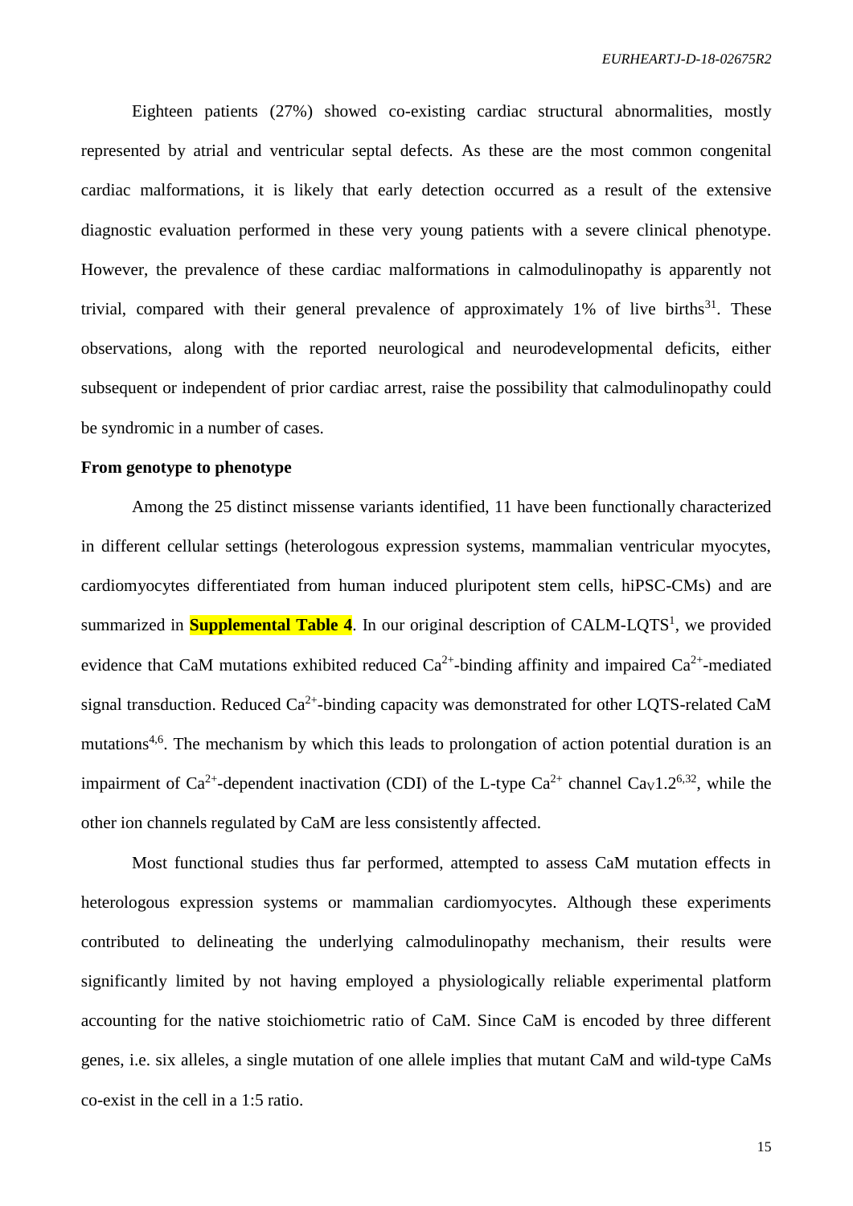Eighteen patients (27%) showed co-existing cardiac structural abnormalities, mostly represented by atrial and ventricular septal defects. As these are the most common congenital cardiac malformations, it is likely that early detection occurred as a result of the extensive diagnostic evaluation performed in these very young patients with a severe clinical phenotype. However, the prevalence of these cardiac malformations in calmodulinopathy is apparently not trivial, compared with their general prevalence of approximately 1% of live births[31]. These observations, along with the reported neurological and neurodevelopmental deficits, either subsequent or independent of prior cardiac arrest, raise the possibility that calmodulinopathy could be syndromic in a number of cases.

**From genotype to phenotype**

Among the 25 distinct missense variants identified, 11 have been functionally characterized in different cellular settings (heterologous expression systems, mammalian ventricular myocytes, cardiomyocytes differentiated from human induced pluripotent stem cells, hiPSC-CMs) and are summarized in **Supplemental Table 4**. In our original description of CALM-LQTS[1], we provided evidence that CaM mutations exhibited reduced $Ca^{2+}$-binding affinity and impaired $Ca^{2+}$-mediated signal transduction. Reduced $Ca^{2+}$-binding capacity was demonstrated for other LQTS-related CaM mutations[4,6]. The mechanism by which this leads to prolongation of action potential duration is an impairment of $Ca^{2+}$-dependent inactivation (CDI) of the L-type $Ca^{2+}$ channel $Ca_V1.2$[6,32], while the other ion channels regulated by CaM are less consistently affected.

Most functional studies thus far performed, attempted to assess CaM mutation effects in heterologous expression systems or mammalian cardiomyocytes. Although these experiments contributed to delineating the underlying calmodulinopathy mechanism, their results were significantly limited by not having employed a physiologically reliable experimental platform accounting for the native stoichiometric ratio of CaM. Since CaM is encoded by three different genes, i.e. six alleles, a single mutation of one allele implies that mutant CaM and wild-type CaMs co-exist in the cell in a 1:5 ratio.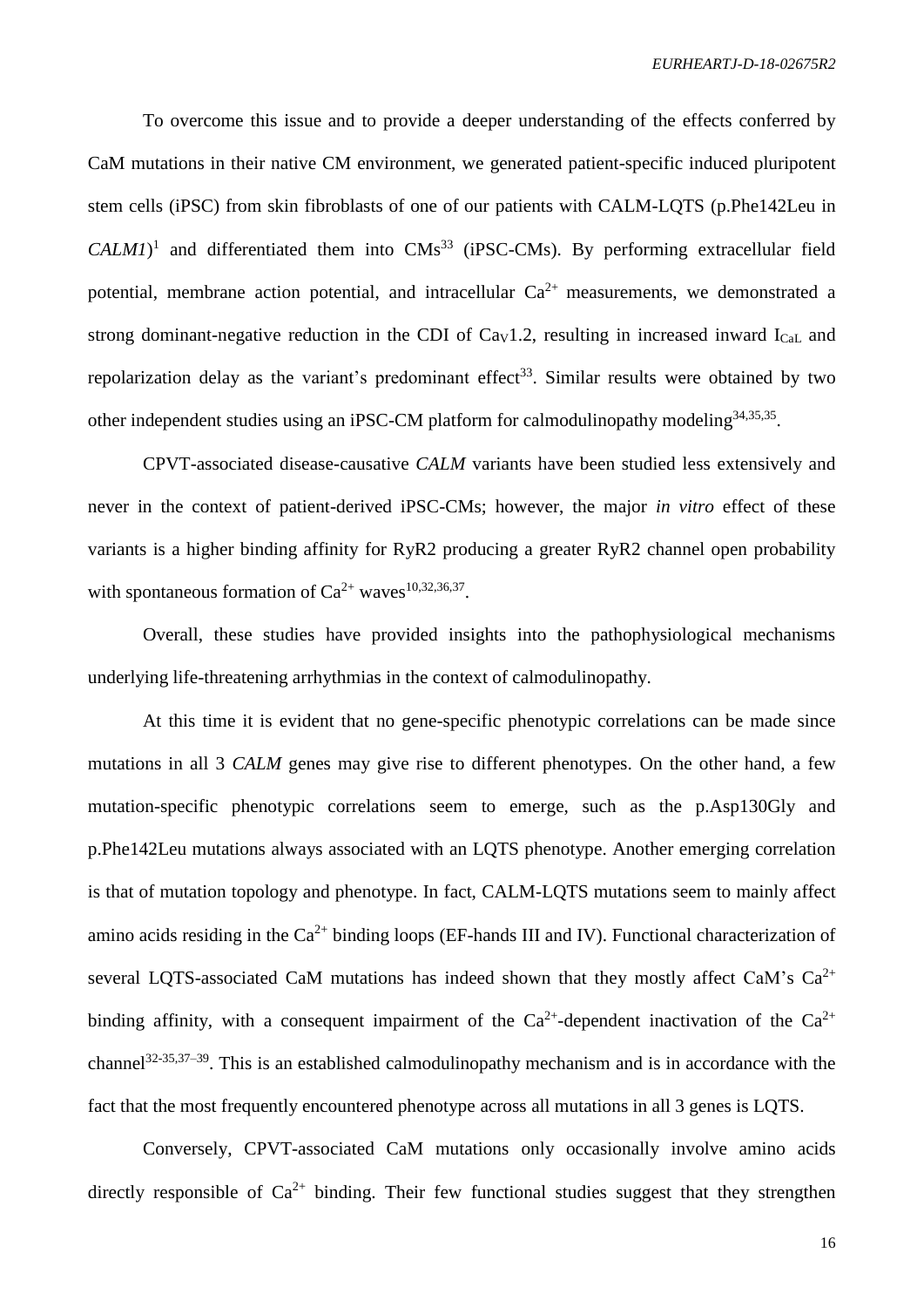To overcome this issue and to provide a deeper understanding of the effects conferred by CaM mutations in their native CM environment, we generated patient-specific induced pluripotent stem cells (iPSC) from skin fibroblasts of one of our patients with CALM-LQTS (p.Phe142Leu in *CALM1*)[1] and differentiated them into CMs[33] (iPSC-CMs). By performing extracellular field potential, membrane action potential, and intracellular $Ca^{2+}$ measurements, we demonstrated a strong dominant-negative reduction in the CDI of $Ca_V1.2$, resulting in increased inward $I_{CaL}$ and repolarization delay as the variant's predominant effect[33]. Similar results were obtained by two other independent studies using an iPSC-CM platform for calmodulinopathy modeling[34,35,35].

CPVT-associated disease-causative *CALM* variants have been studied less extensively and never in the context of patient-derived iPSC-CMs; however, the major *in vitro* effect of these variants is a higher binding affinity for RyR2 producing a greater RyR2 channel open probability with spontaneous formation of $Ca^{2+}$ waves[10,32,36,37].

Overall, these studies have provided insights into the pathophysiological mechanisms underlying life-threatening arrhythmias in the context of calmodulinopathy.

At this time it is evident that no gene-specific phenotypic correlations can be made since mutations in all 3 *CALM* genes may give rise to different phenotypes. On the other hand, a few mutation-specific phenotypic correlations seem to emerge, such as the p.Asp130Gly and p.Phe142Leu mutations always associated with an LQTS phenotype. Another emerging correlation is that of mutation topology and phenotype. In fact, CALM-LQTS mutations seem to mainly affect amino acids residing in the $Ca^{2+}$ binding loops (EF-hands III and IV). Functional characterization of several LQTS-associated CaM mutations has indeed shown that they mostly affect CaM's $Ca^{2+}$ binding affinity, with a consequent impairment of the $Ca^{2+}$-dependent inactivation of the $Ca^{2+}$ channel[32-35,37–39]. This is an established calmodulinopathy mechanism and is in accordance with the fact that the most frequently encountered phenotype across all mutations in all 3 genes is LQTS.

Conversely, CPVT-associated CaM mutations only occasionally involve amino acids directly responsible of $Ca^{2+}$ binding. Their few functional studies suggest that they strengthen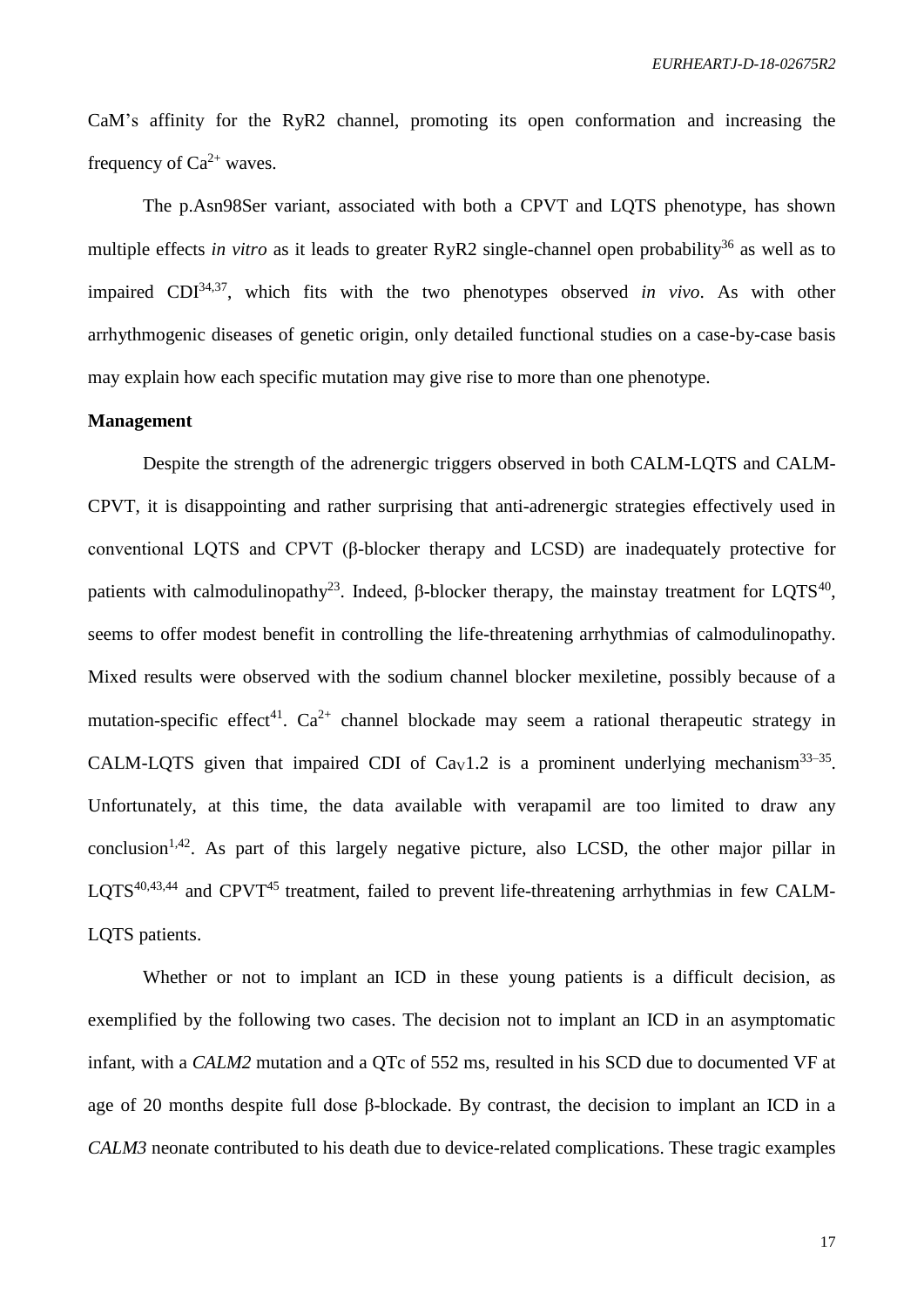CaM's affinity for the RyR2 channel, promoting its open conformation and increasing the frequency of $Ca^{2+}$ waves.

The p.Asn98Ser variant, associated with both a CPVT and LQTS phenotype, has shown multiple effects *in vitro* as it leads to greater RyR2 single-channel open probability[36] as well as to impaired CDI[34,37], which fits with the two phenotypes observed *in vivo*. As with other arrhythmogenic diseases of genetic origin, only detailed functional studies on a case-by-case basis may explain how each specific mutation may give rise to more than one phenotype.

**Management**

Despite the strength of the adrenergic triggers observed in both CALM-LQTS and CALM-CPVT, it is disappointing and rather surprising that anti-adrenergic strategies effectively used in conventional LQTS and CPVT (β-blocker therapy and LCSD) are inadequately protective for patients with calmodulinopathy[23]. Indeed, β-blocker therapy, the mainstay treatment for LQTS[40], seems to offer modest benefit in controlling the life-threatening arrhythmias of calmodulinopathy. Mixed results were observed with the sodium channel blocker mexiletine, possibly because of a mutation-specific effect[41]. $Ca^{2+}$ channel blockade may seem a rational therapeutic strategy in CALM-LQTS given that impaired CDI of $Ca_V1.2$ is a prominent underlying mechanism[33–35]. Unfortunately, at this time, the data available with verapamil are too limited to draw any conclusion[1,42]. As part of this largely negative picture, also LCSD, the other major pillar in LQTS[40,43,44] and CPVT[45] treatment, failed to prevent life-threatening arrhythmias in few CALM-LQTS patients.

Whether or not to implant an ICD in these young patients is a difficult decision, as exemplified by the following two cases. The decision not to implant an ICD in an asymptomatic infant, with a *CALM2* mutation and a QTc of 552 ms, resulted in his SCD due to documented VF at age of 20 months despite full dose β-blockade. By contrast, the decision to implant an ICD in a *CALM3* neonate contributed to his death due to device-related complications. These tragic examples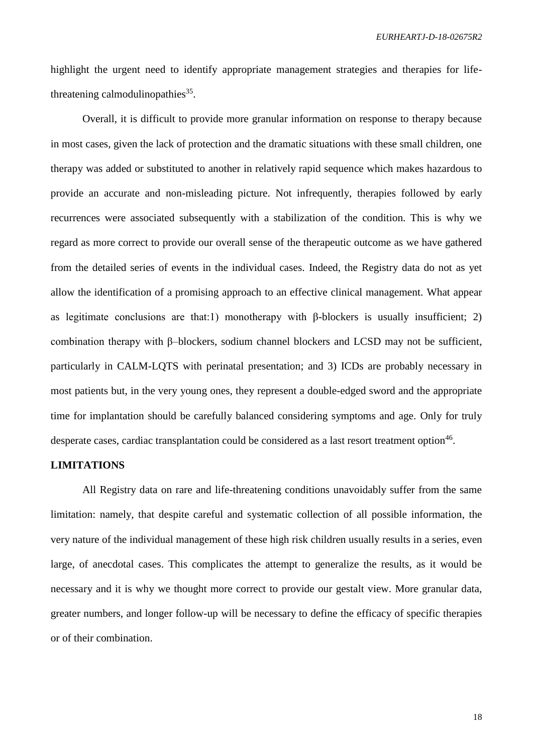highlight the urgent need to identify appropriate management strategies and therapies for life-threatening calmodulinopathies[35].

Overall, it is difficult to provide more granular information on response to therapy because in most cases, given the lack of protection and the dramatic situations with these small children, one therapy was added or substituted to another in relatively rapid sequence which makes hazardous to provide an accurate and non-misleading picture. Not infrequently, therapies followed by early recurrences were associated subsequently with a stabilization of the condition. This is why we regard as more correct to provide our overall sense of the therapeutic outcome as we have gathered from the detailed series of events in the individual cases. Indeed, the Registry data do not as yet allow the identification of a promising approach to an effective clinical management. What appear as legitimate conclusions are that:1) monotherapy with β-blockers is usually insufficient; 2) combination therapy with β–blockers, sodium channel blockers and LCSD may not be sufficient, particularly in CALM-LQTS with perinatal presentation; and 3) ICDs are probably necessary in most patients but, in the very young ones, they represent a double-edged sword and the appropriate time for implantation should be carefully balanced considering symptoms and age. Only for truly desperate cases, cardiac transplantation could be considered as a last resort treatment option[46].

## LIMITATIONS

All Registry data on rare and life-threatening conditions unavoidably suffer from the same limitation: namely, that despite careful and systematic collection of all possible information, the very nature of the individual management of these high risk children usually results in a series, even large, of anecdotal cases. This complicates the attempt to generalize the results, as it would be necessary and it is why we thought more correct to provide our gestalt view. More granular data, greater numbers, and longer follow-up will be necessary to define the efficacy of specific therapies or of their combination.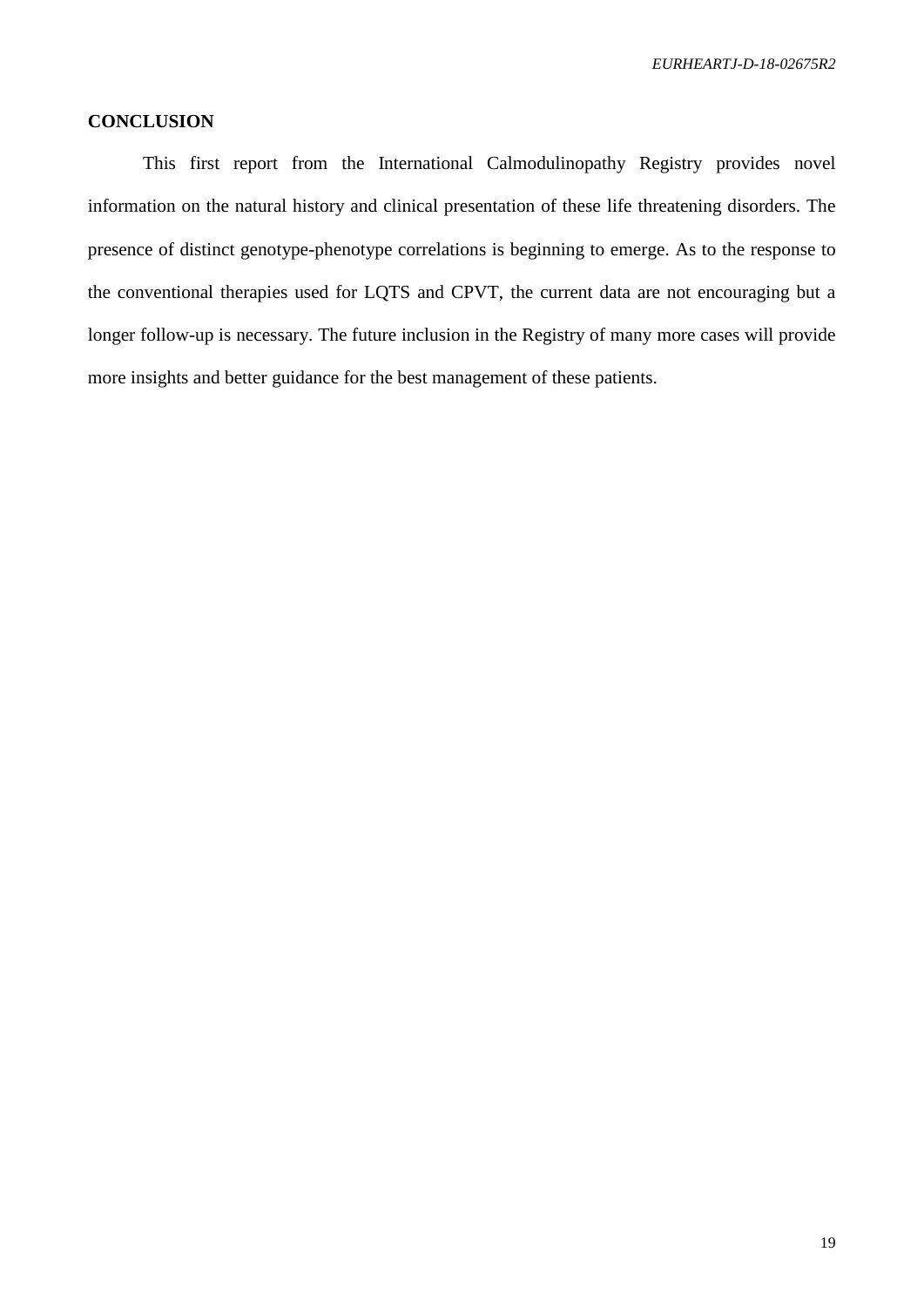## CONCLUSION

This first report from the International Calmodulinopathy Registry provides novel information on the natural history and clinical presentation of these life threatening disorders. The presence of distinct genotype-phenotype correlations is beginning to emerge. As to the response to the conventional therapies used for LQTS and CPVT, the current data are not encouraging but a longer follow-up is necessary. The future inclusion in the Registry of many more cases will provide more insights and better guidance for the best management of these patients.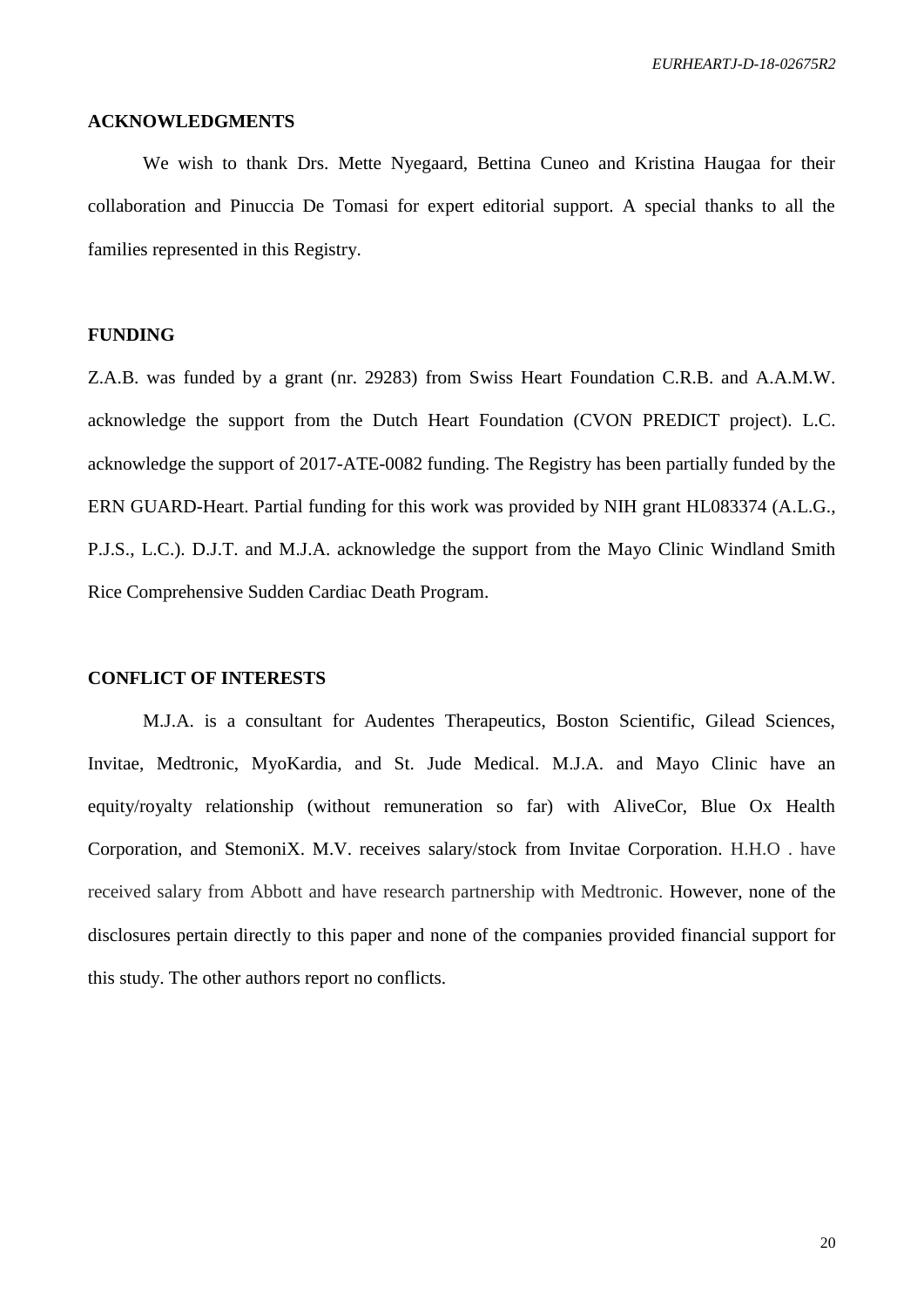## ACKNOWLEDGMENTS

We wish to thank Drs. Mette Nyegaard, Bettina Cuneo and Kristina Haugaa for their collaboration and Pinuccia De Tomasi for expert editorial support. A special thanks to all the families represented in this Registry.

## FUNDING

Z.A.B. was funded by a grant (nr. 29283) from Swiss Heart Foundation C.R.B. and A.A.M.W. acknowledge the support from the Dutch Heart Foundation (CVON PREDICT project). L.C. acknowledge the support of 2017-ATE-0082 funding. The Registry has been partially funded by the ERN GUARD-Heart. Partial funding for this work was provided by NIH grant HL083374 (A.L.G., P.J.S., L.C.). D.J.T. and M.J.A. acknowledge the support from the Mayo Clinic Windland Smith Rice Comprehensive Sudden Cardiac Death Program.

## CONFLICT OF INTERESTS

M.J.A. is a consultant for Audentes Therapeutics, Boston Scientific, Gilead Sciences, Invitae, Medtronic, MyoKardia, and St. Jude Medical. M.J.A. and Mayo Clinic have an equity/royalty relationship (without remuneration so far) with AliveCor, Blue Ox Health Corporation, and StemoniX. M.V. receives salary/stock from Invitae Corporation. H.H.O . have received salary from Abbott and have research partnership with Medtronic. However, none of the disclosures pertain directly to this paper and none of the companies provided financial support for this study. The other authors report no conflicts.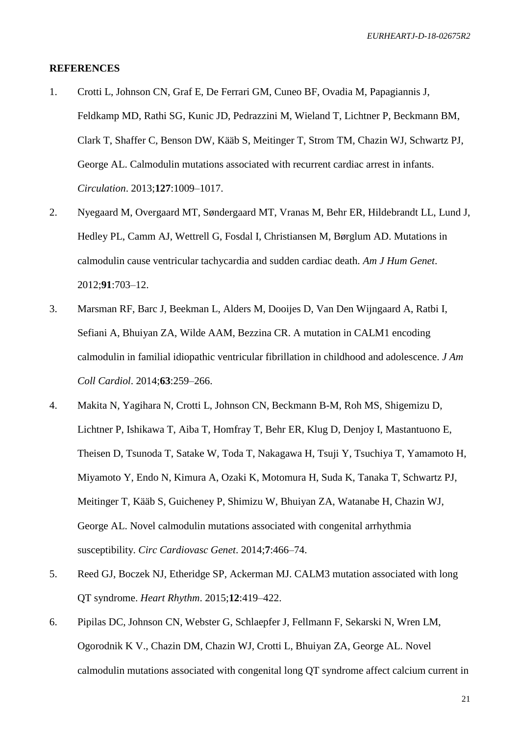**REFERENCES**

1. Crotti L, Johnson CN, Graf E, De Ferrari GM, Cuneo BF, Ovadia M, Papagiannis J, Feldkamp MD, Rathi SG, Kunic JD, Pedrazzini M, Wieland T, Lichtner P, Beckmann BM, Clark T, Shaffer C, Benson DW, Kääb S, Meitinger T, Strom TM, Chazin WJ, Schwartz PJ, George AL. Calmodulin mutations associated with recurrent cardiac arrest in infants. *Circulation*. 2013;**127**:1009–1017.
2. Nyegaard M, Overgaard MT, Søndergaard MT, Vranas M, Behr ER, Hildebrandt LL, Lund J, Hedley PL, Camm AJ, Wettrell G, Fosdal I, Christiansen M, Børglum AD. Mutations in calmodulin cause ventricular tachycardia and sudden cardiac death. *Am J Hum Genet*. 2012;**91**:703–12.
3. Marsman RF, Barc J, Beekman L, Alders M, Dooijes D, Van Den Wijngaard A, Ratbi I, Sefiani A, Bhuiyan ZA, Wilde AAM, Bezzina CR. A mutation in CALM1 encoding calmodulin in familial idiopathic ventricular fibrillation in childhood and adolescence. *J Am Coll Cardiol*. 2014;**63**:259–266.
4. Makita N, Yagihara N, Crotti L, Johnson CN, Beckmann B-M, Roh MS, Shigemizu D, Lichtner P, Ishikawa T, Aiba T, Homfray T, Behr ER, Klug D, Denjoy I, Mastantuono E, Theisen D, Tsunoda T, Satake W, Toda T, Nakagawa H, Tsuji Y, Tsuchiya T, Yamamoto H, Miyamoto Y, Endo N, Kimura A, Ozaki K, Motomura H, Suda K, Tanaka T, Schwartz PJ, Meitinger T, Kääb S, Guicheney P, Shimizu W, Bhuiyan ZA, Watanabe H, Chazin WJ, George AL. Novel calmodulin mutations associated with congenital arrhythmia susceptibility. *Circ Cardiovasc Genet*. 2014;**7**:466–74.
5. Reed GJ, Boczek NJ, Etheridge SP, Ackerman MJ. CALM3 mutation associated with long QT syndrome. *Heart Rhythm*. 2015;**12**:419–422.
6. Pipilas DC, Johnson CN, Webster G, Schlaepfer J, Fellmann F, Sekarski N, Wren LM, Ogorodnik K V., Chazin DM, Chazin WJ, Crotti L, Bhuiyan ZA, George AL. Novel calmodulin mutations associated with congenital long QT syndrome affect calcium current in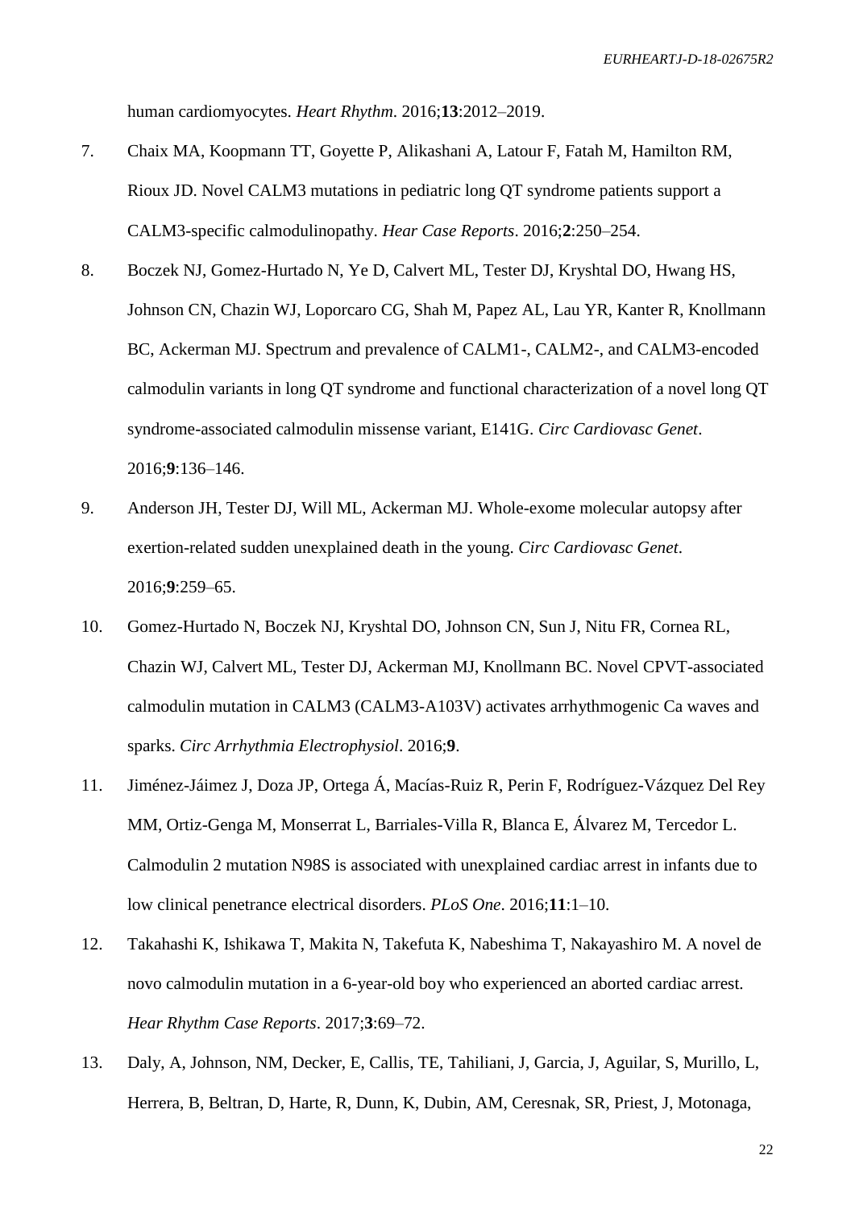human cardiomyocytes. *Heart Rhythm*. 2016;**13**:2012–2019.

7. Chaix MA, Koopmann TT, Goyette P, Alikashani A, Latour F, Fatah M, Hamilton RM, Rioux JD. Novel CALM3 mutations in pediatric long QT syndrome patients support a CALM3-specific calmodulinopathy. *Hear Case Reports*. 2016;**2**:250–254.

8. Boczek NJ, Gomez-Hurtado N, Ye D, Calvert ML, Tester DJ, Kryshtal DO, Hwang HS, Johnson CN, Chazin WJ, Loporcaro CG, Shah M, Papez AL, Lau YR, Kanter R, Knollmann BC, Ackerman MJ. Spectrum and prevalence of CALM1-, CALM2-, and CALM3-encoded calmodulin variants in long QT syndrome and functional characterization of a novel long QT syndrome-associated calmodulin missense variant, E141G. *Circ Cardiovasc Genet*. 2016;**9**:136–146.

9. Anderson JH, Tester DJ, Will ML, Ackerman MJ. Whole-exome molecular autopsy after exertion-related sudden unexplained death in the young. *Circ Cardiovasc Genet*. 2016;**9**:259–65.

10. Gomez-Hurtado N, Boczek NJ, Kryshtal DO, Johnson CN, Sun J, Nitu FR, Cornea RL, Chazin WJ, Calvert ML, Tester DJ, Ackerman MJ, Knollmann BC. Novel CPVT-associated calmodulin mutation in CALM3 (CALM3-A103V) activates arrhythmogenic Ca waves and sparks. *Circ Arrhythmia Electrophysiol*. 2016;**9**.

11. Jiménez-Jáimez J, Doza JP, Ortega Á, Macías-Ruiz R, Perin F, Rodríguez-Vázquez Del Rey MM, Ortiz-Genga M, Monserrat L, Barriales-Villa R, Blanca E, Álvarez M, Tercedor L. Calmodulin 2 mutation N98S is associated with unexplained cardiac arrest in infants due to low clinical penetrance electrical disorders. *PLoS One*. 2016;**11**:1–10.

12. Takahashi K, Ishikawa T, Makita N, Takefuta K, Nabeshima T, Nakayashiro M. A novel de novo calmodulin mutation in a 6-year-old boy who experienced an aborted cardiac arrest. *Hear Rhythm Case Reports*. 2017;**3**:69–72.

13. Daly, A, Johnson, NM, Decker, E, Callis, TE, Tahiliani, J, Garcia, J, Aguilar, S, Murillo, L, Herrera, B, Beltran, D, Harte, R, Dunn, K, Dubin, AM, Ceresnak, SR, Priest, J, Motonaga,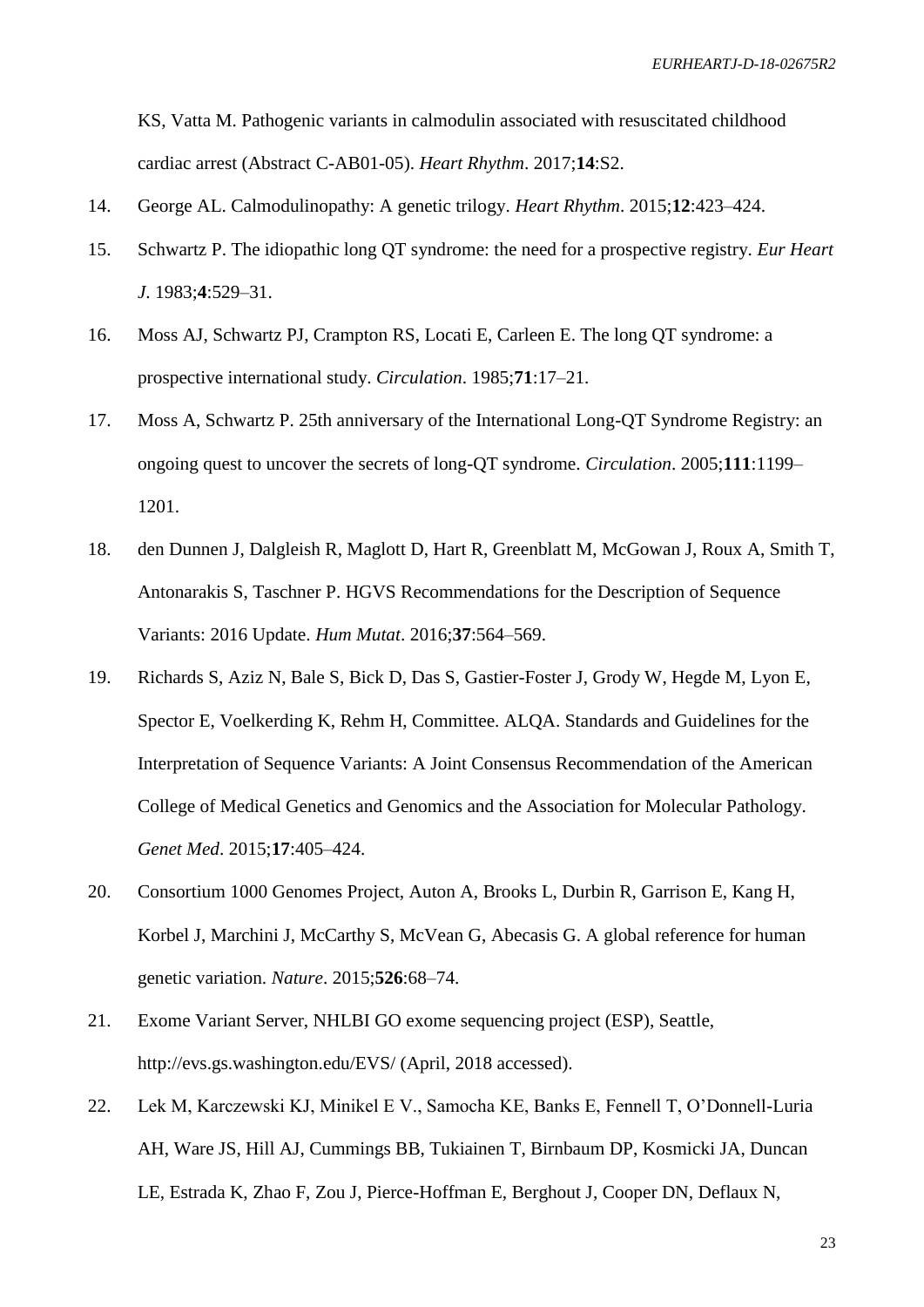KS, Vatta M. Pathogenic variants in calmodulin associated with resuscitated childhood cardiac arrest (Abstract C-AB01-05). *Heart Rhythm*. 2017;**14**:S2.

14. George AL. Calmodulinopathy: A genetic trilogy. *Heart Rhythm*. 2015;**12**:423–424.
15. Schwartz P. The idiopathic long QT syndrome: the need for a prospective registry. *Eur Heart J*. 1983;**4**:529–31.
16. Moss AJ, Schwartz PJ, Crampton RS, Locati E, Carleen E. The long QT syndrome: a prospective international study. *Circulation*. 1985;**71**:17–21.
17. Moss A, Schwartz P. 25th anniversary of the International Long-QT Syndrome Registry: an ongoing quest to uncover the secrets of long-QT syndrome. *Circulation*. 2005;**111**:1199–1201.
18. den Dunnen J, Dalgleish R, Maglott D, Hart R, Greenblatt M, McGowan J, Roux A, Smith T, Antonarakis S, Taschner P. HGVS Recommendations for the Description of Sequence Variants: 2016 Update. *Hum Mutat*. 2016;**37**:564–569.
19. Richards S, Aziz N, Bale S, Bick D, Das S, Gastier-Foster J, Grody W, Hegde M, Lyon E, Spector E, Voelkerding K, Rehm H, Committee. ALQA. Standards and Guidelines for the Interpretation of Sequence Variants: A Joint Consensus Recommendation of the American College of Medical Genetics and Genomics and the Association for Molecular Pathology. *Genet Med*. 2015;**17**:405–424.
20. Consortium 1000 Genomes Project, Auton A, Brooks L, Durbin R, Garrison E, Kang H, Korbel J, Marchini J, McCarthy S, McVean G, Abecasis G. A global reference for human genetic variation. *Nature*. 2015;**526**:68–74.
21. Exome Variant Server, NHLBI GO exome sequencing project (ESP), Seattle, http://evs.gs.washington.edu/EVS/ (April, 2018 accessed).
22. Lek M, Karczewski KJ, Minikel E V., Samocha KE, Banks E, Fennell T, O'Donnell-Luria AH, Ware JS, Hill AJ, Cummings BB, Tukiainen T, Birnbaum DP, Kosmicki JA, Duncan LE, Estrada K, Zhao F, Zou J, Pierce-Hoffman E, Berghout J, Cooper DN, Deflaux N,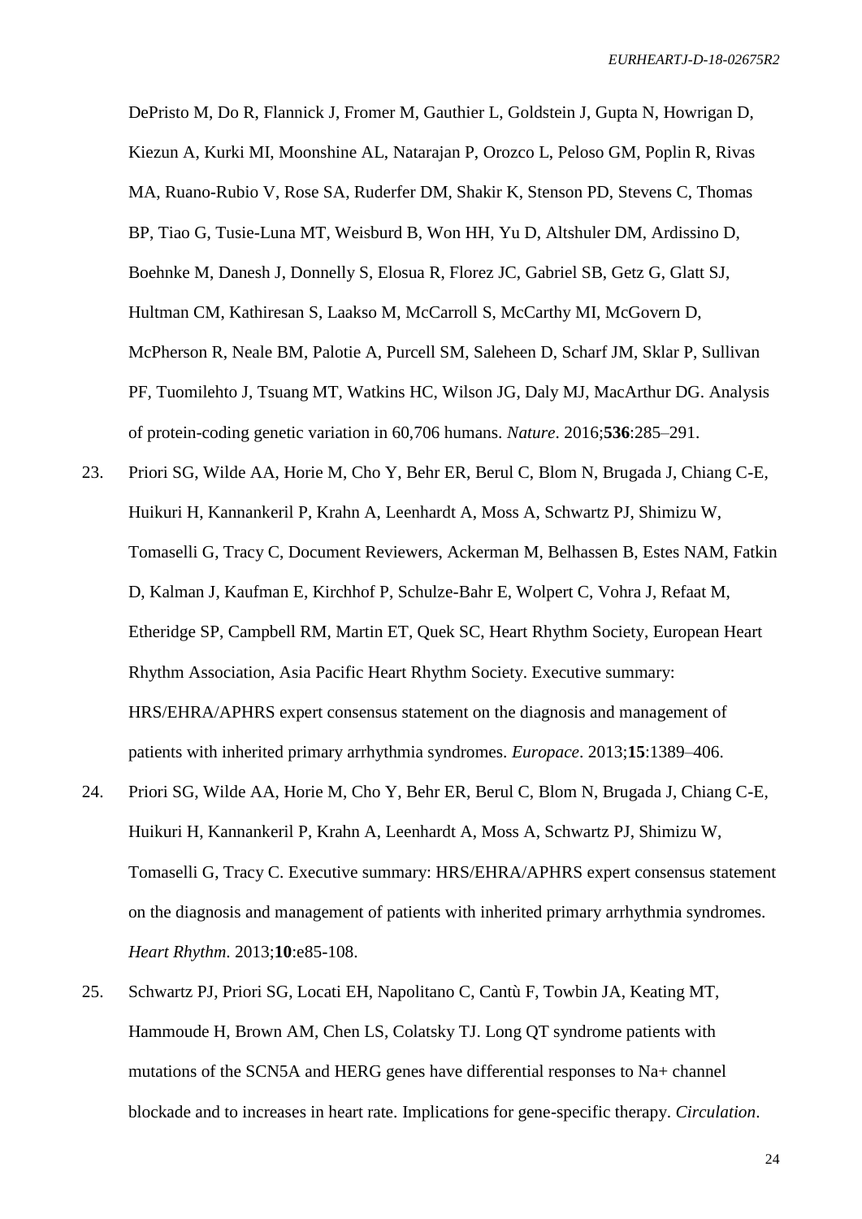DePristo M, Do R, Flannick J, Fromer M, Gauthier L, Goldstein J, Gupta N, Howrigan D, Kiezun A, Kurki MI, Moonshine AL, Natarajan P, Orozco L, Peloso GM, Poplin R, Rivas MA, Ruano-Rubio V, Rose SA, Ruderfer DM, Shakir K, Stenson PD, Stevens C, Thomas BP, Tiao G, Tusie-Luna MT, Weisburd B, Won HH, Yu D, Altshuler DM, Ardissino D, Boehnke M, Danesh J, Donnelly S, Elosua R, Florez JC, Gabriel SB, Getz G, Glatt SJ, Hultman CM, Kathiresan S, Laakso M, McCarroll S, McCarthy MI, McGovern D, McPherson R, Neale BM, Palotie A, Purcell SM, Saleheen D, Scharf JM, Sklar P, Sullivan PF, Tuomilehto J, Tsuang MT, Watkins HC, Wilson JG, Daly MJ, MacArthur DG. Analysis of protein-coding genetic variation in 60,706 humans. *Nature*. 2016;**536**:285–291.

23. Priori SG, Wilde AA, Horie M, Cho Y, Behr ER, Berul C, Blom N, Brugada J, Chiang C-E, Huikuri H, Kannankeril P, Krahn A, Leenhardt A, Moss A, Schwartz PJ, Shimizu W, Tomaselli G, Tracy C, Document Reviewers, Ackerman M, Belhassen B, Estes NAM, Fatkin D, Kalman J, Kaufman E, Kirchhof P, Schulze-Bahr E, Wolpert C, Vohra J, Refaat M, Etheridge SP, Campbell RM, Martin ET, Quek SC, Heart Rhythm Society, European Heart Rhythm Association, Asia Pacific Heart Rhythm Society. Executive summary: HRS/EHRA/APHRS expert consensus statement on the diagnosis and management of patients with inherited primary arrhythmia syndromes. *Europace*. 2013;**15**:1389–406.

24. Priori SG, Wilde AA, Horie M, Cho Y, Behr ER, Berul C, Blom N, Brugada J, Chiang C-E, Huikuri H, Kannankeril P, Krahn A, Leenhardt A, Moss A, Schwartz PJ, Shimizu W, Tomaselli G, Tracy C. Executive summary: HRS/EHRA/APHRS expert consensus statement on the diagnosis and management of patients with inherited primary arrhythmia syndromes. *Heart Rhythm*. 2013;**10**:e85-108.

25. Schwartz PJ, Priori SG, Locati EH, Napolitano C, Cantù F, Towbin JA, Keating MT, Hammoude H, Brown AM, Chen LS, Colatsky TJ. Long QT syndrome patients with mutations of the SCN5A and HERG genes have differential responses to Na+ channel blockade and to increases in heart rate. Implications for gene-specific therapy. *Circulation*.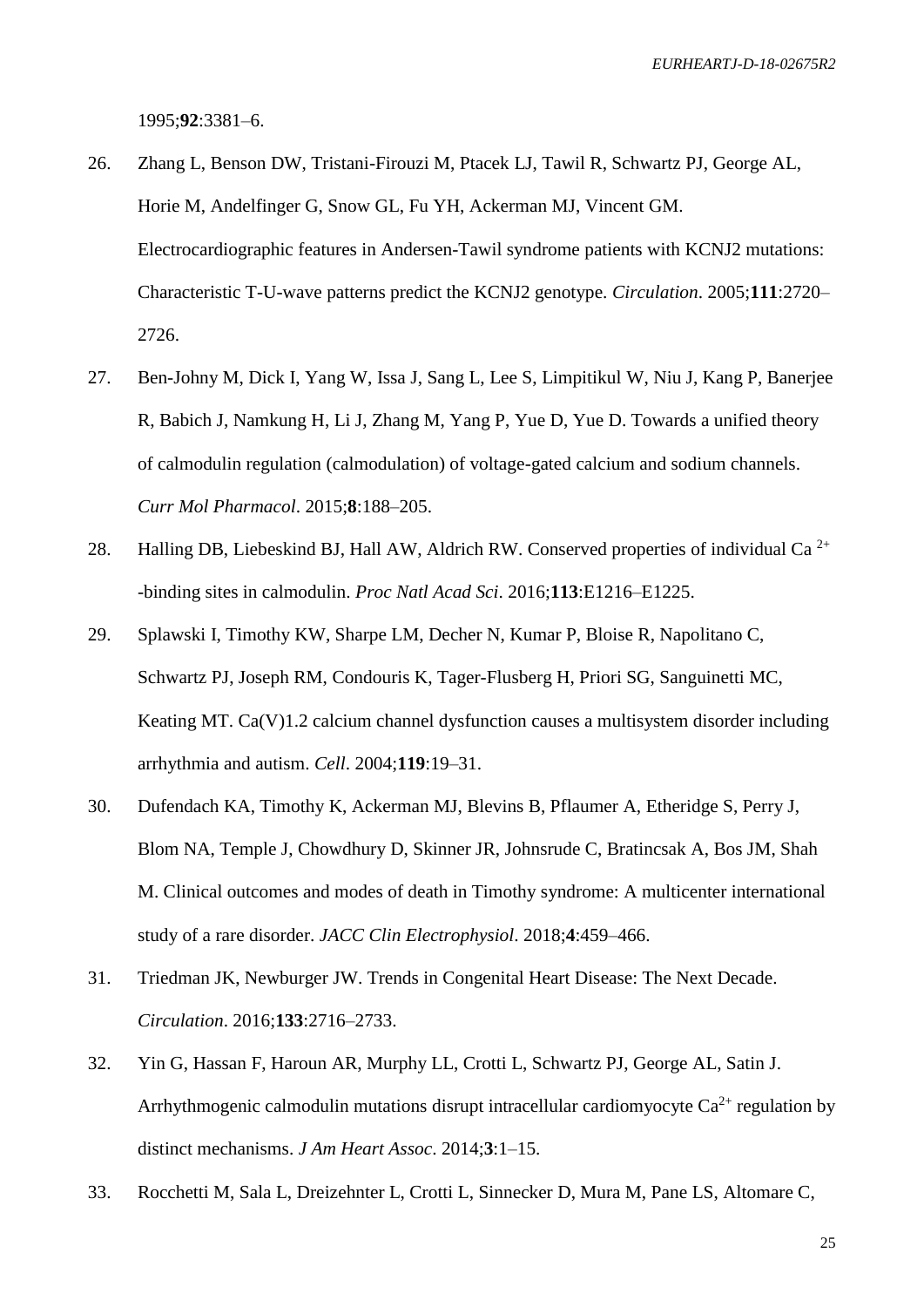1995;**92**:3381–6.

26. Zhang L, Benson DW, Tristani-Firouzi M, Ptacek LJ, Tawil R, Schwartz PJ, George AL, Horie M, Andelfinger G, Snow GL, Fu YH, Ackerman MJ, Vincent GM. Electrocardiographic features in Andersen-Tawil syndrome patients with KCNJ2 mutations: Characteristic T-U-wave patterns predict the KCNJ2 genotype. *Circulation*. 2005;**111**:2720–2726.

27. Ben-Johny M, Dick I, Yang W, Issa J, Sang L, Lee S, Limpitikul W, Niu J, Kang P, Banerjee R, Babich J, Namkung H, Li J, Zhang M, Yang P, Yue D, Yue D. Towards a unified theory of calmodulin regulation (calmodulation) of voltage-gated calcium and sodium channels. *Curr Mol Pharmacol*. 2015;**8**:188–205.

28. Halling DB, Liebeskind BJ, Hall AW, Aldrich RW. Conserved properties of individual Ca $^{2+}$ -binding sites in calmodulin. *Proc Natl Acad Sci*. 2016;**113**:E1216–E1225.

29. Splawski I, Timothy KW, Sharpe LM, Decher N, Kumar P, Bloise R, Napolitano C, Schwartz PJ, Joseph RM, Condouris K, Tager-Flusberg H, Priori SG, Sanguinetti MC, Keating MT. Ca(V)1.2 calcium channel dysfunction causes a multisystem disorder including arrhythmia and autism. *Cell*. 2004;**119**:19–31.

30. Dufendach KA, Timothy K, Ackerman MJ, Blevins B, Pflaumer A, Etheridge S, Perry J, Blom NA, Temple J, Chowdhury D, Skinner JR, Johnsrude C, Bratincsak A, Bos JM, Shah M. Clinical outcomes and modes of death in Timothy syndrome: A multicenter international study of a rare disorder. *JACC Clin Electrophysiol*. 2018;**4**:459–466.

31. Triedman JK, Newburger JW. Trends in Congenital Heart Disease: The Next Decade. *Circulation*. 2016;**133**:2716–2733.

32. Yin G, Hassan F, Haroun AR, Murphy LL, Crotti L, Schwartz PJ, George AL, Satin J. Arrhythmogenic calmodulin mutations disrupt intracellular cardiomyocyte $Ca^{2+}$ regulation by distinct mechanisms. *J Am Heart Assoc*. 2014;**3**:1–15.

33. Rocchetti M, Sala L, Dreizehnter L, Crotti L, Sinnecker D, Mura M, Pane LS, Altomare C,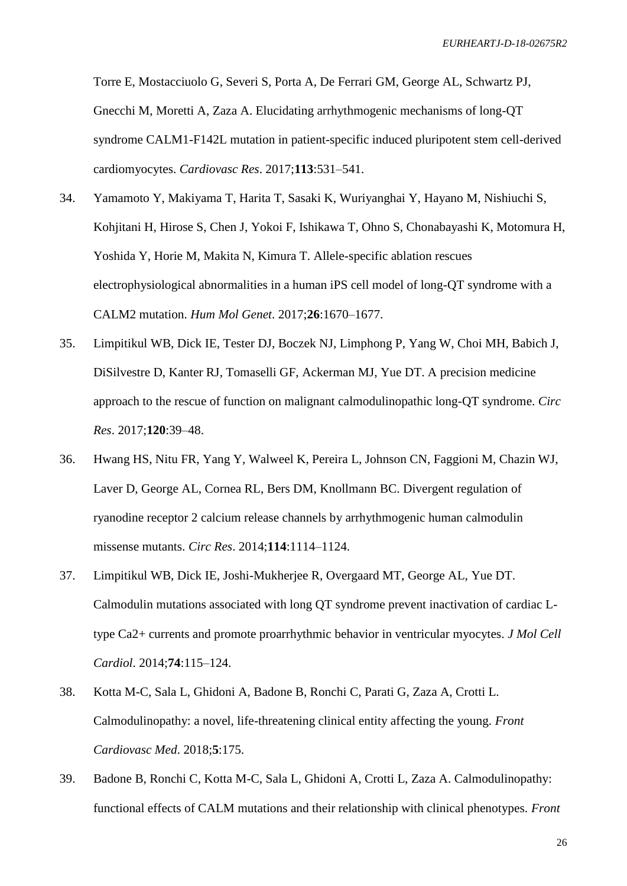Torre E, Mostacciuolo G, Severi S, Porta A, De Ferrari GM, George AL, Schwartz PJ, Gnecchi M, Moretti A, Zaza A. Elucidating arrhythmogenic mechanisms of long-QT syndrome CALM1-F142L mutation in patient-specific induced pluripotent stem cell-derived cardiomyocytes. *Cardiovasc Res*. 2017;**113**:531–541.

34. Yamamoto Y, Makiyama T, Harita T, Sasaki K, Wuriyanghai Y, Hayano M, Nishiuchi S, Kohjitani H, Hirose S, Chen J, Yokoi F, Ishikawa T, Ohno S, Chonabayashi K, Motomura H, Yoshida Y, Horie M, Makita N, Kimura T. Allele-specific ablation rescues electrophysiological abnormalities in a human iPS cell model of long-QT syndrome with a CALM2 mutation. *Hum Mol Genet*. 2017;**26**:1670–1677.

35. Limpitikul WB, Dick IE, Tester DJ, Boczek NJ, Limphong P, Yang W, Choi MH, Babich J, DiSilvestre D, Kanter RJ, Tomaselli GF, Ackerman MJ, Yue DT. A precision medicine approach to the rescue of function on malignant calmodulinopathic long-QT syndrome. *Circ Res*. 2017;**120**:39–48.

36. Hwang HS, Nitu FR, Yang Y, Walweel K, Pereira L, Johnson CN, Faggioni M, Chazin WJ, Laver D, George AL, Cornea RL, Bers DM, Knollmann BC. Divergent regulation of ryanodine receptor 2 calcium release channels by arrhythmogenic human calmodulin missense mutants. *Circ Res*. 2014;**114**:1114–1124.

37. Limpitikul WB, Dick IE, Joshi-Mukherjee R, Overgaard MT, George AL, Yue DT. Calmodulin mutations associated with long QT syndrome prevent inactivation of cardiac L-type Ca2+ currents and promote proarrhythmic behavior in ventricular myocytes. *J Mol Cell Cardiol*. 2014;**74**:115–124.

38. Kotta M-C, Sala L, Ghidoni A, Badone B, Ronchi C, Parati G, Zaza A, Crotti L. Calmodulinopathy: a novel, life-threatening clinical entity affecting the young. *Front Cardiovasc Med*. 2018;**5**:175.

39. Badone B, Ronchi C, Kotta M-C, Sala L, Ghidoni A, Crotti L, Zaza A. Calmodulinopathy: functional effects of CALM mutations and their relationship with clinical phenotypes. *Front*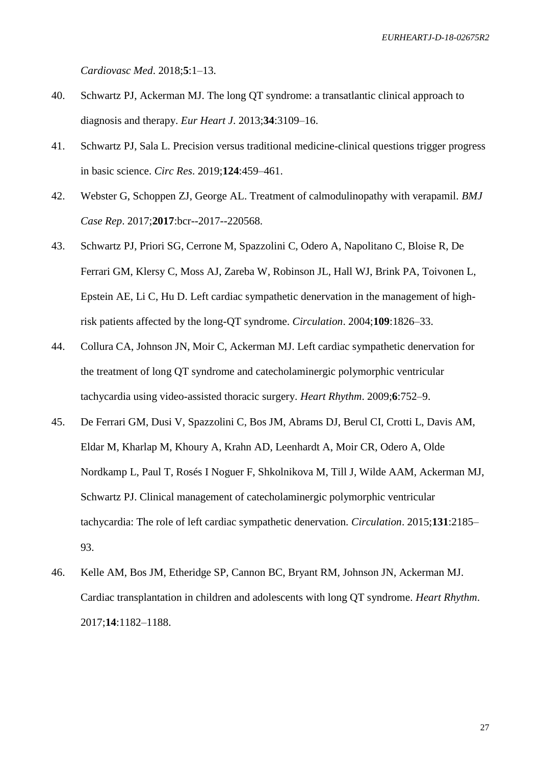*Cardiovasc Med*. 2018;**5**:1–13.

40. Schwartz PJ, Ackerman MJ. The long QT syndrome: a transatlantic clinical approach to diagnosis and therapy. *Eur Heart J*. 2013;**34**:3109–16.

41. Schwartz PJ, Sala L. Precision versus traditional medicine-clinical questions trigger progress in basic science. *Circ Res*. 2019;**124**:459–461.

42. Webster G, Schoppen ZJ, George AL. Treatment of calmodulinopathy with verapamil. *BMJ Case Rep*. 2017;**2017**:bcr--2017--220568.

43. Schwartz PJ, Priori SG, Cerrone M, Spazzolini C, Odero A, Napolitano C, Bloise R, De Ferrari GM, Klersy C, Moss AJ, Zareba W, Robinson JL, Hall WJ, Brink PA, Toivonen L, Epstein AE, Li C, Hu D. Left cardiac sympathetic denervation in the management of high-risk patients affected by the long-QT syndrome. *Circulation*. 2004;**109**:1826–33.

44. Collura CA, Johnson JN, Moir C, Ackerman MJ. Left cardiac sympathetic denervation for the treatment of long QT syndrome and catecholaminergic polymorphic ventricular tachycardia using video-assisted thoracic surgery. *Heart Rhythm*. 2009;**6**:752–9.

45. De Ferrari GM, Dusi V, Spazzolini C, Bos JM, Abrams DJ, Berul CI, Crotti L, Davis AM, Eldar M, Kharlap M, Khoury A, Krahn AD, Leenhardt A, Moir CR, Odero A, Olde Nordkamp L, Paul T, Rosés I Noguer F, Shkolnikova M, Till J, Wilde AAM, Ackerman MJ, Schwartz PJ. Clinical management of catecholaminergic polymorphic ventricular tachycardia: The role of left cardiac sympathetic denervation. *Circulation*. 2015;**131**:2185–93.

46. Kelle AM, Bos JM, Etheridge SP, Cannon BC, Bryant RM, Johnson JN, Ackerman MJ. Cardiac transplantation in children and adolescents with long QT syndrome. *Heart Rhythm*. 2017;**14**:1182–1188.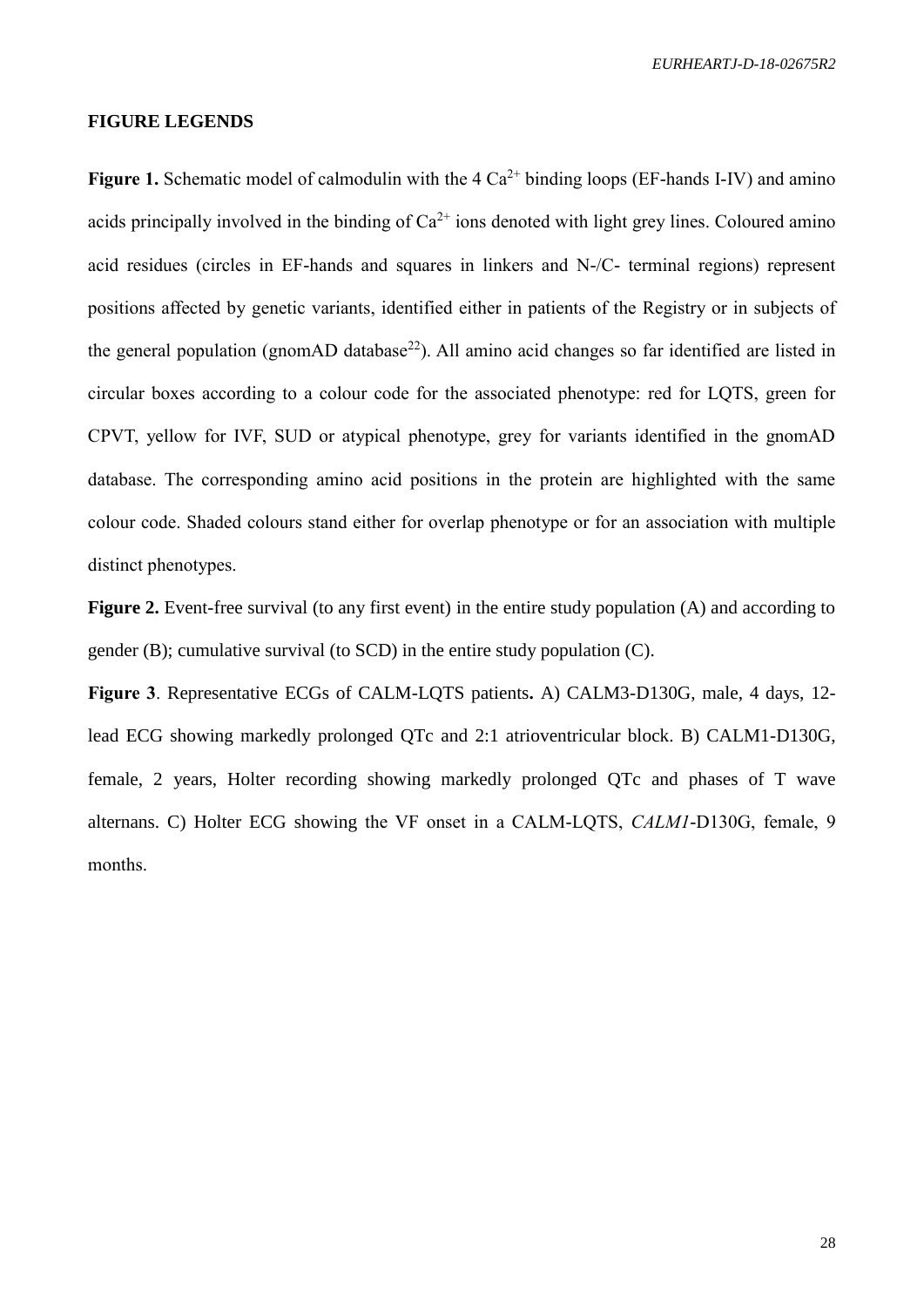## FIGURE LEGENDS

**Figure 1.** Schematic model of calmodulin with the 4 $Ca^{2+}$ binding loops (EF-hands I-IV) and amino acids principally involved in the binding of $Ca^{2+}$ ions denoted with light grey lines. Coloured amino acid residues (circles in EF-hands and squares in linkers and N-/C- terminal regions) represent positions affected by genetic variants, identified either in patients of the Registry or in subjects of the general population (gnomAD database[22]). All amino acid changes so far identified are listed in circular boxes according to a colour code for the associated phenotype: red for LQTS, green for CPVT, yellow for IVF, SUD or atypical phenotype, grey for variants identified in the gnomAD database. The corresponding amino acid positions in the protein are highlighted with the same colour code. Shaded colours stand either for overlap phenotype or for an association with multiple distinct phenotypes.

**Figure 2.** Event-free survival (to any first event) in the entire study population (A) and according to gender (B); cumulative survival (to SCD) in the entire study population (C).

**Figure 3**. Representative ECGs of CALM-LQTS patients**.** A) CALM3-D130G, male, 4 days, 12-lead ECG showing markedly prolonged QTc and 2:1 atrioventricular block. B) CALM1-D130G, female, 2 years, Holter recording showing markedly prolonged QTc and phases of T wave alternans. C) Holter ECG showing the VF onset in a CALM-LQTS, *CALM1*-D130G, female, 9 months.